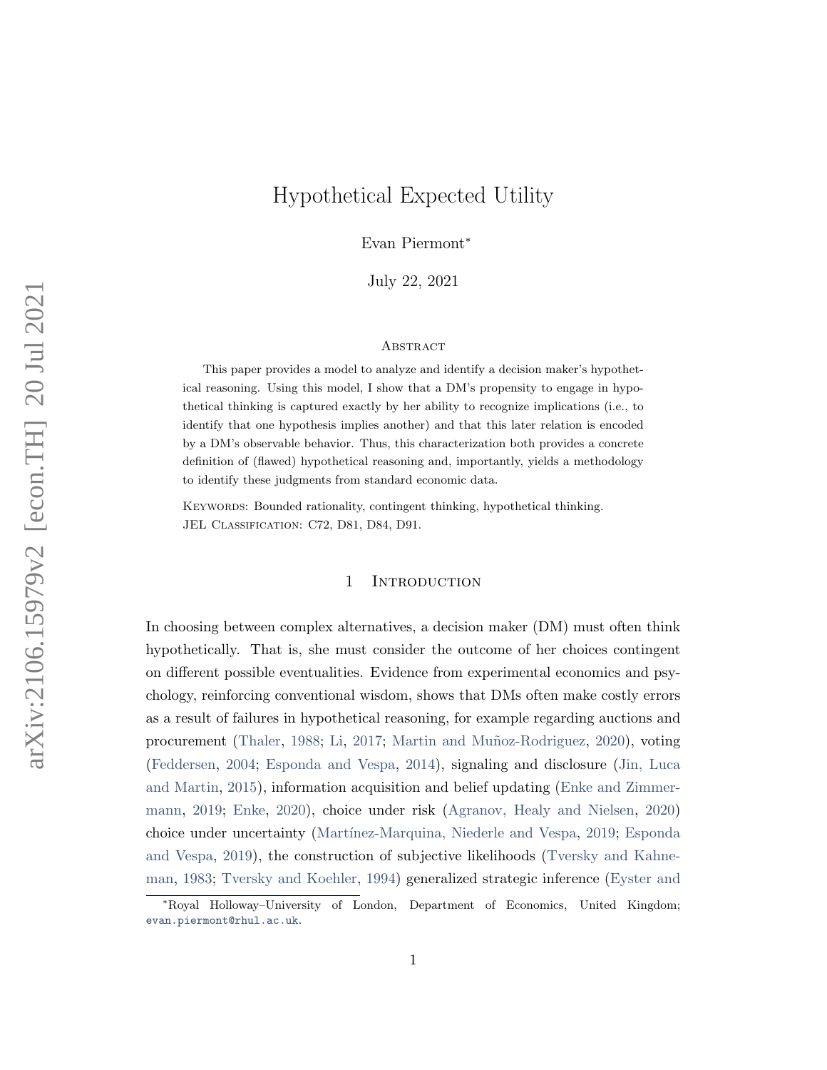# Hypothetical Expected Utility

Evan Piermont*

July 22, 2021

### Abstract

This paper provides a model to analyze and identify a decision maker's hypothetical reasoning. Using this model, I show that a DM's propensity to engage in hypothetical thinking is captured exactly by her ability to recognize implications (i.e., to identify that one hypothesis implies another) and that this later relation is encoded by a DM's observable behavior. Thus, this characterization both provides a concrete definition of (flawed) hypothetical reasoning and, importantly, yields a methodology to identify these judgments from standard economic data.

Keywords: Bounded rationality, contingent thinking, hypothetical thinking.
JEL Classification: C72, D81, D84, D91.

## 1 Introduction

In choosing between complex alternatives, a decision maker (DM) must often think hypothetically. That is, she must consider the outcome of her choices contingent on different possible eventualities. Evidence from experimental economics and psychology, reinforcing conventional wisdom, shows that DMs often make costly errors as a result of failures in hypothetical reasoning, for example regarding auctions and procurement (Thaler, 1988; Li, 2017; Martin and Muñoz-Rodriguez, 2020), voting (Feddersen, 2004; Esponda and Vespa, 2014), signaling and disclosure (Jin, Luca and Martin, 2015), information acquisition and belief updating (Enke and Zimmermann, 2019; Enke, 2020), choice under risk (Agranov, Healy and Nielsen, 2020) choice under uncertainty (Martínez-Marquina, Niederle and Vespa, 2019; Esponda and Vespa, 2019), the construction of subjective likelihoods (Tversky and Kahneman, 1983; Tversky and Koehler, 1994) generalized strategic inference (Eyster and

---

*Royal Holloway–University of London, Department of Economics, United Kingdom; evan.piermont@rhul.ac.uk.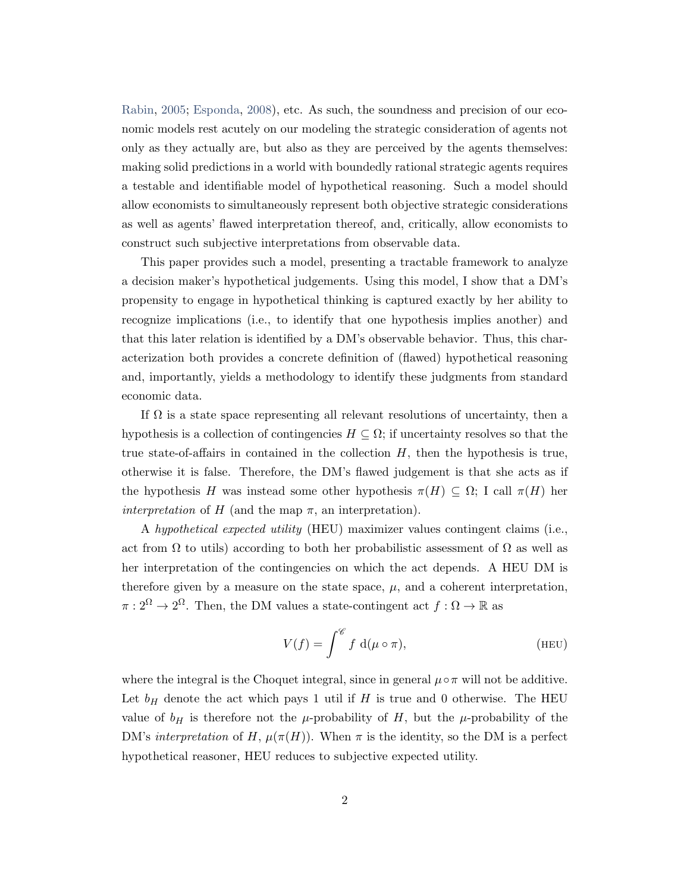Rabin, 2005; Esponda, 2008), etc. As such, the soundness and precision of our economic models rest acutely on our modeling the strategic consideration of agents not only as they actually are, but also as they are perceived by the agents themselves: making solid predictions in a world with boundedly rational strategic agents requires a testable and identifiable model of hypothetical reasoning. Such a model should allow economists to simultaneously represent both objective strategic considerations as well as agents' flawed interpretation thereof, and, critically, allow economists to construct such subjective interpretations from observable data.

This paper provides such a model, presenting a tractable framework to analyze a decision maker's hypothetical judgements. Using this model, I show that a DM's propensity to engage in hypothetical thinking is captured exactly by her ability to recognize implications (i.e., to identify that one hypothesis implies another) and that this later relation is identified by a DM's observable behavior. Thus, this characterization both provides a concrete definition of (flawed) hypothetical reasoning and, importantly, yields a methodology to identify these judgments from standard economic data.

If $\Omega$ is a state space representing all relevant resolutions of uncertainty, then a hypothesis is a collection of contingencies $H \subseteq \Omega$; if uncertainty resolves so that the true state-of-affairs in contained in the collection $H$, then the hypothesis is true, otherwise it is false. Therefore, the DM's flawed judgement is that she acts as if the hypothesis $H$ was instead some other hypothesis $\pi(H) \subseteq \Omega$; I call $\pi(H)$ her *interpretation* of $H$ (and the map $\pi$, an interpretation).

A *hypothetical expected utility* (HEU) maximizer values contingent claims (i.e., act from $\Omega$ to utils) according to both her probabilistic assessment of $\Omega$ as well as her interpretation of the contingencies on which the act depends. A HEU DM is therefore given by a measure on the state space, $\mu$, and a coherent interpretation, $\pi : 2^\Omega \to 2^\Omega$. Then, the DM values a state-contingent act $f : \Omega \to \mathbb{R}$ as

$$V(f) = \int^{\mathscr{C}} f \ \mathrm{d}(\mu \circ \pi), \tag{HEU}$$

where the integral is the Choquet integral, since in general $\mu \circ \pi$ will not be additive. Let $b_H$ denote the act which pays 1 util if $H$ is true and 0 otherwise. The HEU value of $b_H$ is therefore not the $\mu$-probability of $H$, but the $\mu$-probability of the DM's *interpretation* of $H$, $\mu(\pi(H))$. When $\pi$ is the identity, so the DM is a perfect hypothetical reasoner, HEU reduces to subjective expected utility.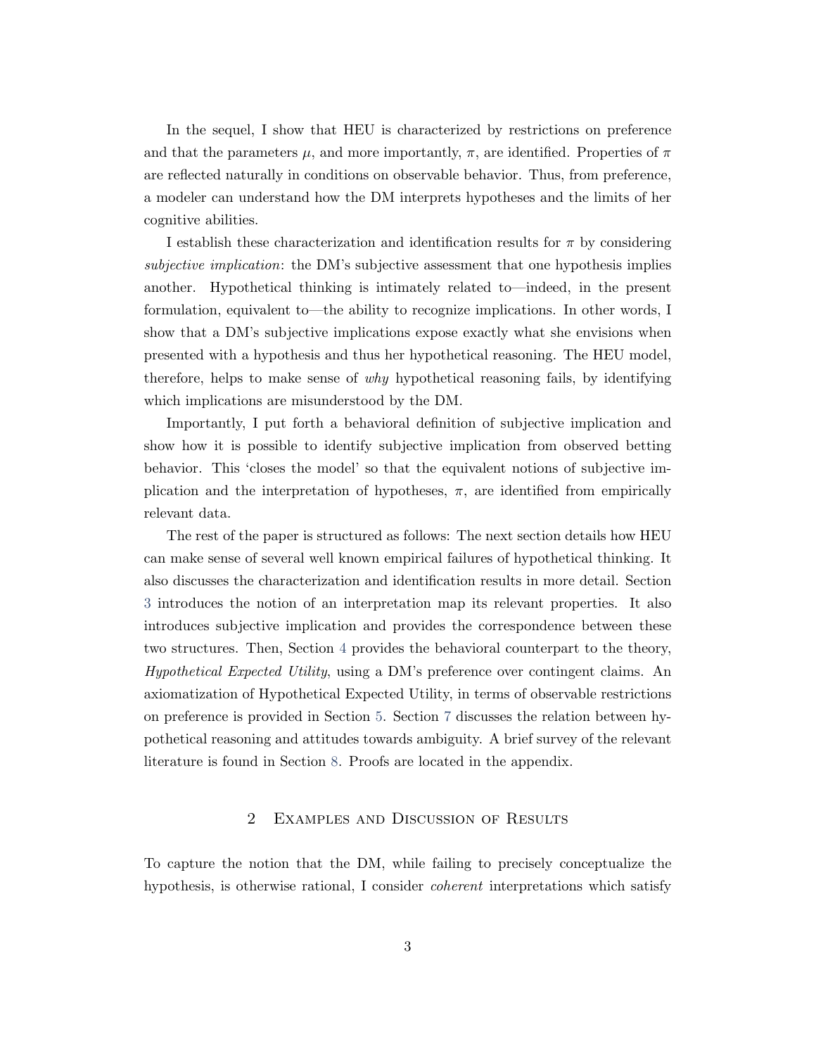In the sequel, I show that HEU is characterized by restrictions on preference and that the parameters $\mu$, and more importantly, $\pi$, are identified. Properties of $\pi$ are reflected naturally in conditions on observable behavior. Thus, from preference, a modeler can understand how the DM interprets hypotheses and the limits of her cognitive abilities.

I establish these characterization and identification results for $\pi$ by considering *subjective implication*: the DM's subjective assessment that one hypothesis implies another. Hypothetical thinking is intimately related to—indeed, in the present formulation, equivalent to—the ability to recognize implications. In other words, I show that a DM's subjective implications expose exactly what she envisions when presented with a hypothesis and thus her hypothetical reasoning. The HEU model, therefore, helps to make sense of *why* hypothetical reasoning fails, by identifying which implications are misunderstood by the DM.

Importantly, I put forth a behavioral definition of subjective implication and show how it is possible to identify subjective implication from observed betting behavior. This 'closes the model' so that the equivalent notions of subjective implication and the interpretation of hypotheses, $\pi$, are identified from empirically relevant data.

The rest of the paper is structured as follows: The next section details how HEU can make sense of several well known empirical failures of hypothetical thinking. It also discusses the characterization and identification results in more detail. Section 3 introduces the notion of an interpretation map its relevant properties. It also introduces subjective implication and provides the correspondence between these two structures. Then, Section 4 provides the behavioral counterpart to the theory, *Hypothetical Expected Utility*, using a DM's preference over contingent claims. An axiomatization of Hypothetical Expected Utility, in terms of observable restrictions on preference is provided in Section 5. Section 7 discusses the relation between hypothetical reasoning and attitudes towards ambiguity. A brief survey of the relevant literature is found in Section 8. Proofs are located in the appendix.

## 2 Examples and Discussion of Results

To capture the notion that the DM, while failing to precisely conceptualize the hypothesis, is otherwise rational, I consider *coherent* interpretations which satisfy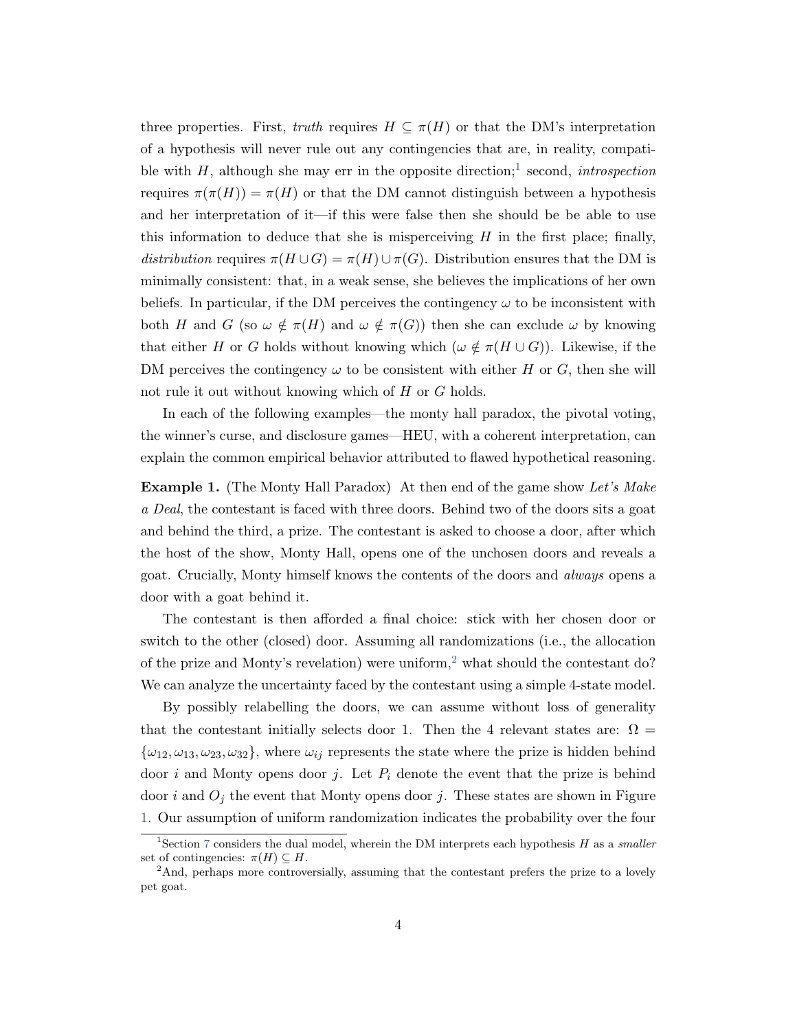three properties. First, *truth* requires $H \subseteq \pi(H)$ or that the DM's interpretation of a hypothesis will never rule out any contingencies that are, in reality, compatible with $H$, although she may err in the opposite direction;[1] second, *introspection* requires $\pi(\pi(H)) = \pi(H)$ or that the DM cannot distinguish between a hypothesis and her interpretation of it—if this were false then she should be be able to use this information to deduce that she is misperceiving $H$ in the first place; finally, *distribution* requires $\pi(H \cup G) = \pi(H) \cup \pi(G)$. Distribution ensures that the DM is minimally consistent: that, in a weak sense, she believes the implications of her own beliefs. In particular, if the DM perceives the contingency $\omega$ to be inconsistent with both $H$ and $G$ (so $\omega \notin \pi(H)$ and $\omega \notin \pi(G)$) then she can exclude $\omega$ by knowing that either $H$ or $G$ holds without knowing which ($\omega \notin \pi(H \cup G)$). Likewise, if the DM perceives the contingency $\omega$ to be consistent with either $H$ or $G$, then she will not rule it out without knowing which of $H$ or $G$ holds.

In each of the following examples—the monty hall paradox, the pivotal voting, the winner's curse, and disclosure games—HEU, with a coherent interpretation, can explain the common empirical behavior attributed to flawed hypothetical reasoning.

**Example 1.** (The Monty Hall Paradox) At then end of the game show *Let's Make a Deal*, the contestant is faced with three doors. Behind two of the doors sits a goat and behind the third, a prize. The contestant is asked to choose a door, after which the host of the show, Monty Hall, opens one of the unchosen doors and reveals a goat. Crucially, Monty himself knows the contents of the doors and *always* opens a door with a goat behind it.

The contestant is then afforded a final choice: stick with her chosen door or switch to the other (closed) door. Assuming all randomizations (i.e., the allocation of the prize and Monty's revelation) were uniform,[2] what should the contestant do? We can analyze the uncertainty faced by the contestant using a simple 4-state model.

By possibly relabelling the doors, we can assume without loss of generality that the contestant initially selects door 1. Then the 4 relevant states are: $\Omega = \{\omega_{12}, \omega_{13}, \omega_{23}, \omega_{32}\}$, where $\omega_{ij}$ represents the state where the prize is hidden behind door $i$ and Monty opens door $j$. Let $P_i$ denote the event that the prize is behind door $i$ and $O_j$ the event that Monty opens door $j$. These states are shown in Figure 1. Our assumption of uniform randomization indicates the probability over the four

[1] Section 7 considers the dual model, wherein the DM interprets each hypothesis $H$ as a *smaller* set of contingencies: $\pi(H) \subseteq H$.

[2] And, perhaps more controversially, assuming that the contestant prefers the prize to a lovely pet goat.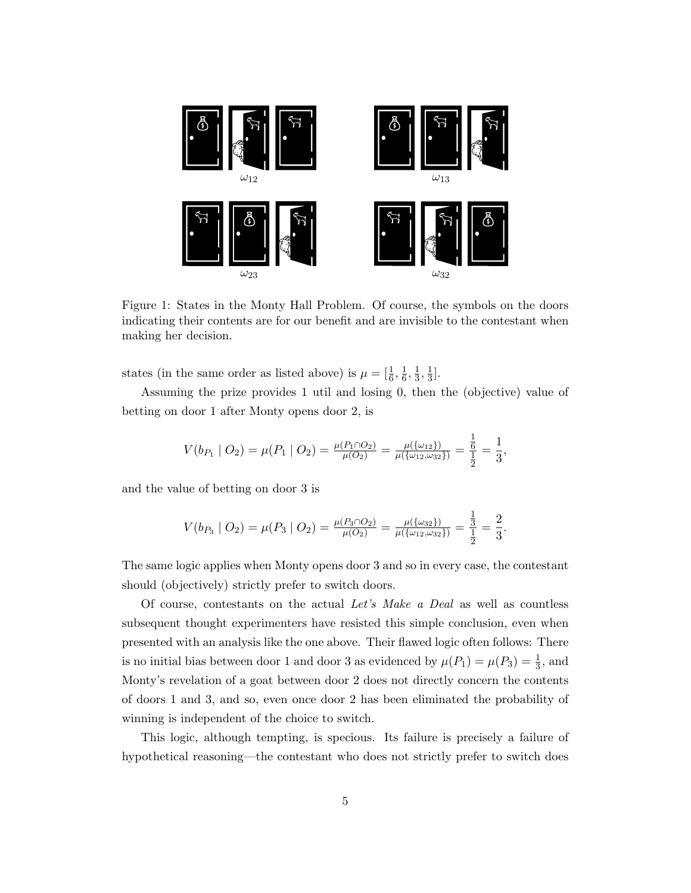Figure 1: States in the Monty Hall Problem. Of course, the symbols on the doors indicating their contents are for our benefit and are invisible to the contestant when making her decision.

states (in the same order as listed above) is $\mu = [\frac{1}{6}, \frac{1}{6}, \frac{1}{3}, \frac{1}{3}]$.

Assuming the prize provides 1 util and losing 0, then the (objective) value of betting on door 1 after Monty opens door 2, is

$$V(b_{P_1} \mid O_2) = \mu(P_1 \mid O_2) = \frac{\mu(P_1 \cap O_2)}{\mu(O_2)} = \frac{\mu(\{\omega_{12}\})}{\mu(\{\omega_{12}, \omega_{32}\})} = \frac{\frac{1}{6}}{\frac{1}{2}} = \frac{1}{3},$$

and the value of betting on door 3 is

$$V(b_{P_3} \mid O_2) = \mu(P_3 \mid O_2) = \frac{\mu(P_3 \cap O_2)}{\mu(O_2)} = \frac{\mu(\{\omega_{32}\})}{\mu(\{\omega_{12}, \omega_{32}\})} = \frac{\frac{1}{3}}{\frac{1}{2}} = \frac{2}{3}.$$

The same logic applies when Monty opens door 3 and so in every case, the contestant should (objectively) strictly prefer to switch doors.

Of course, contestants on the actual *Let's Make a Deal* as well as countless subsequent thought experimenters have resisted this simple conclusion, even when presented with an analysis like the one above. Their flawed logic often follows: There is no initial bias between door 1 and door 3 as evidenced by $\mu(P_1) = \mu(P_3) = \frac{1}{3}$, and Monty's revelation of a goat between door 2 does not directly concern the contents of doors 1 and 3, and so, even once door 2 has been eliminated the probability of winning is independent of the choice to switch.

This logic, although tempting, is specious. Its failure is precisely a failure of hypothetical reasoning—the contestant who does not strictly prefer to switch does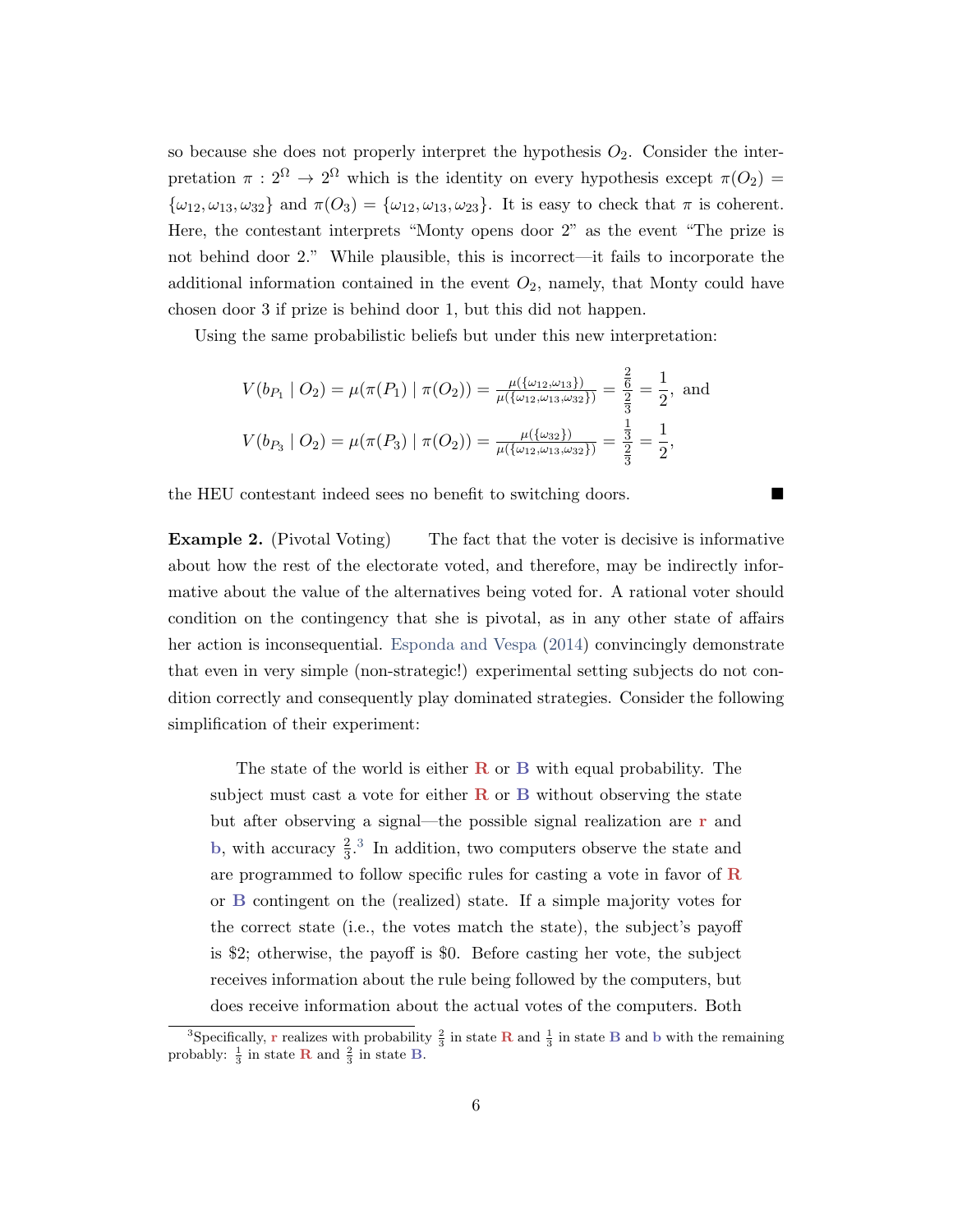so because she does not properly interpret the hypothesis $O_2$. Consider the interpretation $\pi : 2^\Omega \to 2^\Omega$ which is the identity on every hypothesis except $\pi(O_2) = \{\omega_{12}, \omega_{13}, \omega_{32}\}$ and $\pi(O_3) = \{\omega_{12}, \omega_{13}, \omega_{23}\}$. It is easy to check that $\pi$ is coherent. Here, the contestant interprets "Monty opens door 2" as the event "The prize is not behind door 2." While plausible, this is incorrect—it fails to incorporate the additional information contained in the event $O_2$, namely, that Monty could have chosen door 3 if prize is behind door 1, but this did not happen.

Using the same probabilistic beliefs but under this new interpretation:

$$V(b_{P_1} \mid O_2) = \mu(\pi(P_1) \mid \pi(O_2)) = \frac{\mu(\{\omega_{12}, \omega_{13}\})}{\mu(\{\omega_{12}, \omega_{13}, \omega_{32}\})} = \frac{\frac{2}{6}}{\frac{2}{3}} = \frac{1}{2}, \text{ and}$$

$$V(b_{P_3} \mid O_2) = \mu(\pi(P_3) \mid \pi(O_2)) = \frac{\mu(\{\omega_{32}\})}{\mu(\{\omega_{12}, \omega_{13}, \omega_{32}\})} = \frac{\frac{1}{3}}{\frac{2}{3}} = \frac{1}{2},$$

the HEU contestant indeed sees no benefit to switching doors. ■

**Example 2.** (Pivotal Voting) The fact that the voter is decisive is informative about how the rest of the electorate voted, and therefore, may be indirectly informative about the value of the alternatives being voted for. A rational voter should condition on the contingency that she is pivotal, as in any other state of affairs her action is inconsequential. Esponda and Vespa (2014) convincingly demonstrate that even in very simple (non-strategic!) experimental setting subjects do not condition correctly and consequently play dominated strategies. Consider the following simplification of their experiment:

> The state of the world is either **R** or **B** with equal probability. The subject must cast a vote for either **R** or **B** without observing the state but after observing a signal—the possible signal realization are **r** and **b**, with accuracy $\frac{2}{3}$.[3] In addition, two computers observe the state and are programmed to follow specific rules for casting a vote in favor of **R** or **B** contingent on the (realized) state. If a simple majority votes for the correct state (i.e., the votes match the state), the subject's payoff is \$2; otherwise, the payoff is \$0. Before casting her vote, the subject receives information about the rule being followed by the computers, but does receive information about the actual votes of the computers. Both

[3] Specifically, **r** realizes with probability $\frac{2}{3}$ in state **R** and $\frac{1}{3}$ in state **B** and **b** with the remaining probably: $\frac{1}{3}$ in state **R** and $\frac{2}{3}$ in state **B**.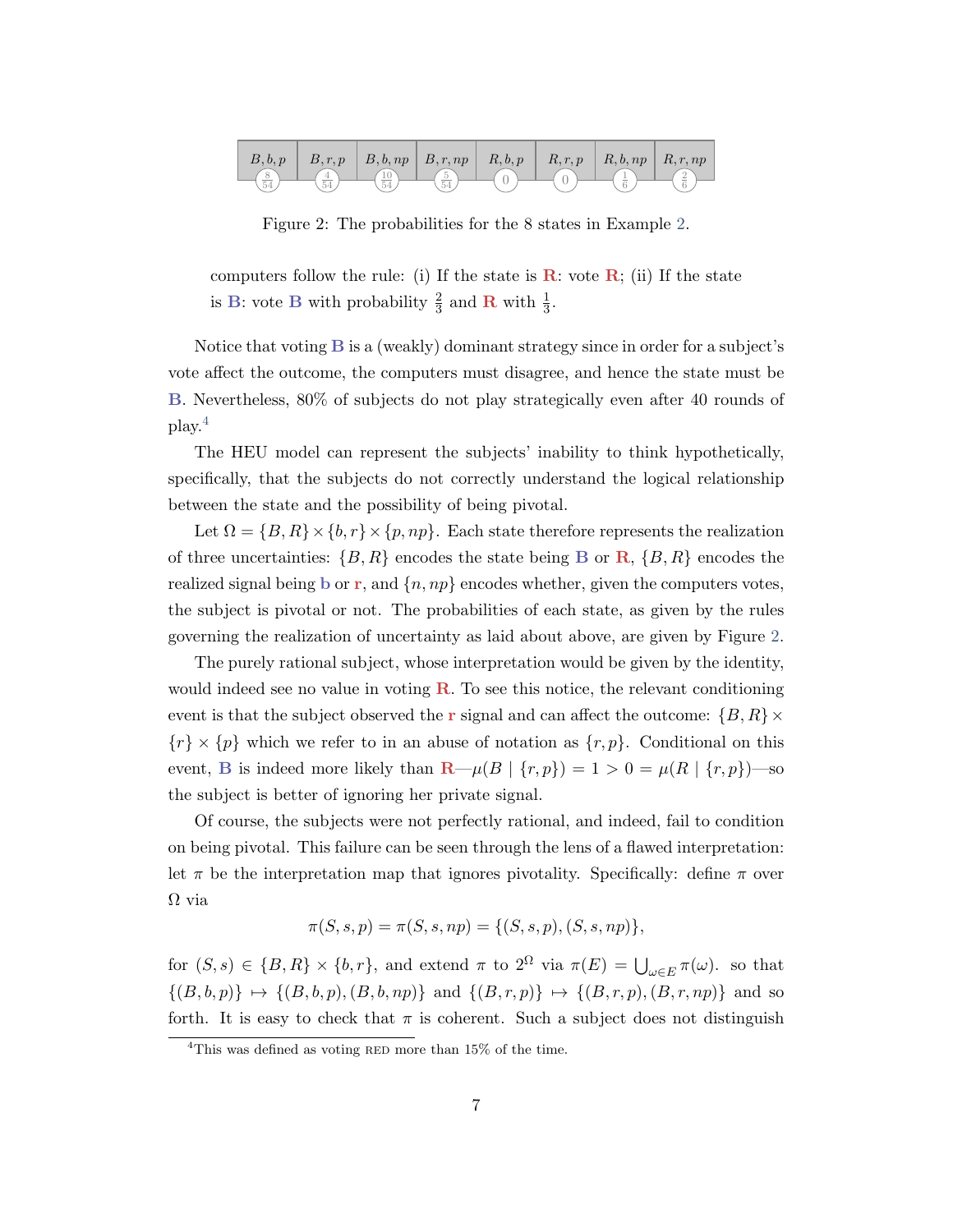| $B,b,p$ | $B,r,p$ | $B,b,np$ | $B,r,np$ | $R,b,p$ | $R,r,p$ | $R,b,np$ | $R,r,np$ |
|---|---|---|---|---|---|---|---|
| $\frac{8}{54}$ | $\frac{4}{54}$ | $\frac{10}{54}$ | $\frac{5}{54}$ | $0$ | $0$ | $\frac{1}{6}$ | $\frac{2}{6}$ |

Figure 2: The probabilities for the 8 states in Example 2.

computers follow the rule: (i) If the state is **R**: vote **R**; (ii) If the state is **B**: vote **B** with probability $\frac{2}{3}$ and **R** with $\frac{1}{3}$.

Notice that voting **B** is a (weakly) dominant strategy since in order for a subject's vote affect the outcome, the computers must disagree, and hence the state must be **B**. Nevertheless, 80% of subjects do not play strategically even after 40 rounds of play.[4]

The HEU model can represent the subjects' inability to think hypothetically, specifically, that the subjects do not correctly understand the logical relationship between the state and the possibility of being pivotal.

Let $\Omega = \{B, R\} \times \{b, r\} \times \{p, np\}$. Each state therefore represents the realization of three uncertainties: $\{B, R\}$ encodes the state being **B** or **R**, $\{B, R\}$ encodes the realized signal being **b** or **r**, and $\{n, np\}$ encodes whether, given the computers votes, the subject is pivotal or not. The probabilities of each state, as given by the rules governing the realization of uncertainty as laid about above, are given by Figure 2.

The purely rational subject, whose interpretation would be given by the identity, would indeed see no value in voting **R**. To see this notice, the relevant conditioning event is that the subject observed the **r** signal and can affect the outcome: $\{B, R\} \times \{r\} \times \{p\}$ which we refer to in an abuse of notation as $\{r, p\}$. Conditional on this event, **B** is indeed more likely than **R**—$\mu(B \mid \{r, p\}) = 1 > 0 = \mu(R \mid \{r, p\})$—so the subject is better of ignoring her private signal.

Of course, the subjects were not perfectly rational, and indeed, fail to condition on being pivotal. This failure can be seen through the lens of a flawed interpretation: let $\pi$ be the interpretation map that ignores pivotality. Specifically: define $\pi$ over $\Omega$ via

$$\pi(S, s, p) = \pi(S, s, np) = \{(S, s, p), (S, s, np)\},$$

for $(S, s) \in \{B, R\} \times \{b, r\}$, and extend $\pi$ to $2^{\Omega}$ via $\pi(E) = \bigcup_{\omega \in E} \pi(\omega)$. so that $\{(B, b, p)\} \mapsto \{(B, b, p), (B, b, np)\}$ and $\{(B, r, p)\} \mapsto \{(B, r, p), (B, r, np)\}$ and so forth. It is easy to check that $\pi$ is coherent. Such a subject does not distinguish

[4] This was defined as voting RED more than 15% of the time.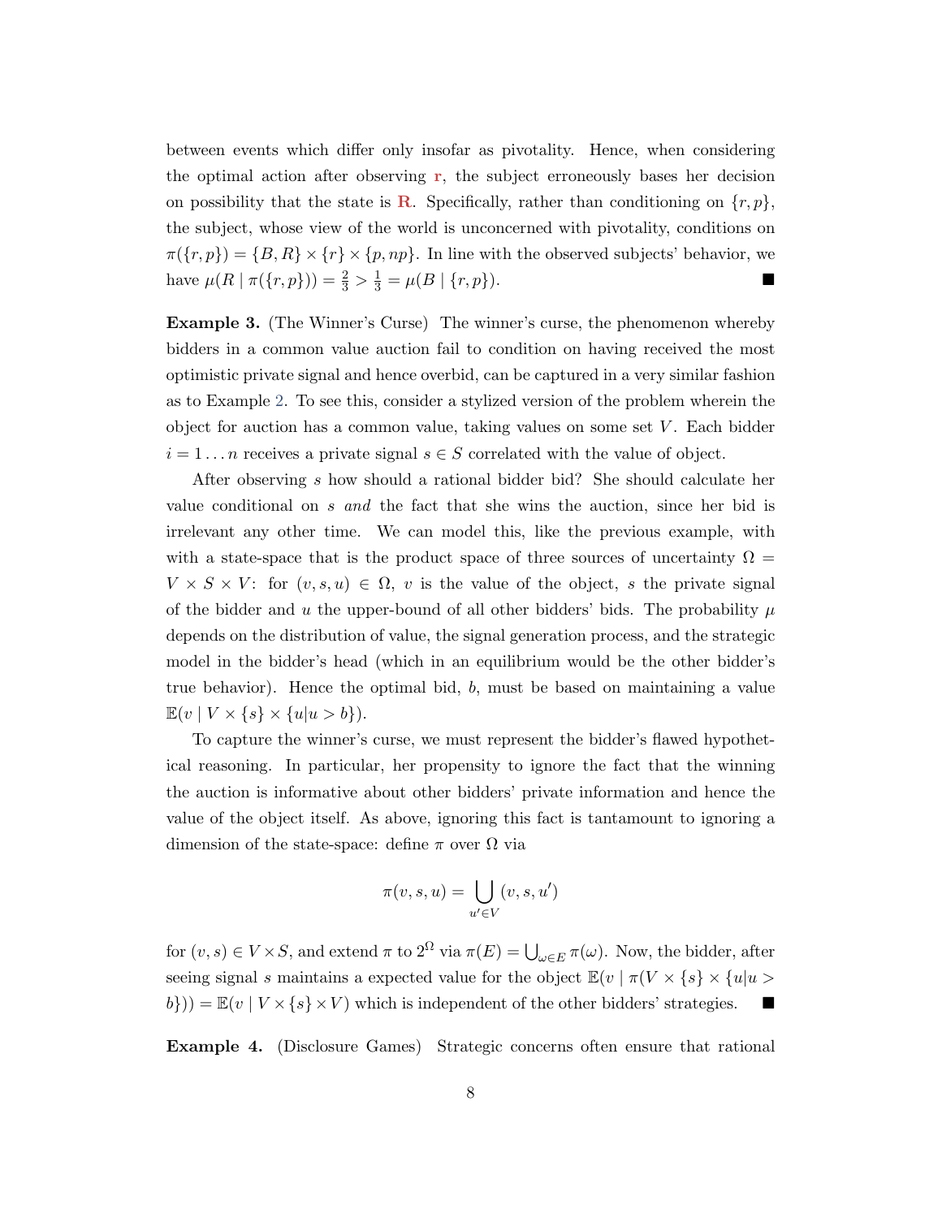between events which differ only insofar as pivotality. Hence, when considering the optimal action after observing r, the subject erroneously bases her decision on possibility that the state is **R**. Specifically, rather than conditioning on $\{r, p\}$, the subject, whose view of the world is unconcerned with pivotality, conditions on $\pi(\{r, p\}) = \{B, R\} \times \{r\} \times \{p, np\}$. In line with the observed subjects' behavior, we have $\mu(R \mid \pi(\{r, p\})) = \frac{2}{3} > \frac{1}{3} = \mu(B \mid \{r, p\})$. ■

**Example 3.** (The Winner's Curse) The winner's curse, the phenomenon whereby bidders in a common value auction fail to condition on having received the most optimistic private signal and hence overbid, can be captured in a very similar fashion as to Example 2. To see this, consider a stylized version of the problem wherein the object for auction has a common value, taking values on some set $V$. Each bidder $i = 1 \dots n$ receives a private signal $s \in S$ correlated with the value of object.

After observing $s$ how should a rational bidder bid? She should calculate her value conditional on $s$ *and* the fact that she wins the auction, since her bid is irrelevant any other time. We can model this, like the previous example, with with a state-space that is the product space of three sources of uncertainty $\Omega = V \times S \times V$: for $(v, s, u) \in \Omega$, $v$ is the value of the object, $s$ the private signal of the bidder and $u$ the upper-bound of all other bidders' bids. The probability $\mu$ depends on the distribution of value, the signal generation process, and the strategic model in the bidder's head (which in an equilibrium would be the other bidder's true behavior). Hence the optimal bid, $b$, must be based on maintaining a value $\mathbb{E}(v \mid V \times \{s\} \times \{u | u > b\})$.

To capture the winner's curse, we must represent the bidder's flawed hypothetical reasoning. In particular, her propensity to ignore the fact that the winning the auction is informative about other bidders' private information and hence the value of the object itself. As above, ignoring this fact is tantamount to ignoring a dimension of the state-space: define $\pi$ over $\Omega$ via

$$\pi(v, s, u) = \bigcup_{u' \in V} (v, s, u')$$

for $(v, s) \in V \times S$, and extend $\pi$ to $2^{\Omega}$ via $\pi(E) = \bigcup_{\omega \in E} \pi(\omega)$. Now, the bidder, after seeing signal $s$ maintains a expected value for the object $\mathbb{E}(v \mid \pi(V \times \{s\} \times \{u | u > b\})) = \mathbb{E}(v \mid V \times \{s\} \times V)$ which is independent of the other bidders' strategies. ■

**Example 4.** (Disclosure Games) Strategic concerns often ensure that rational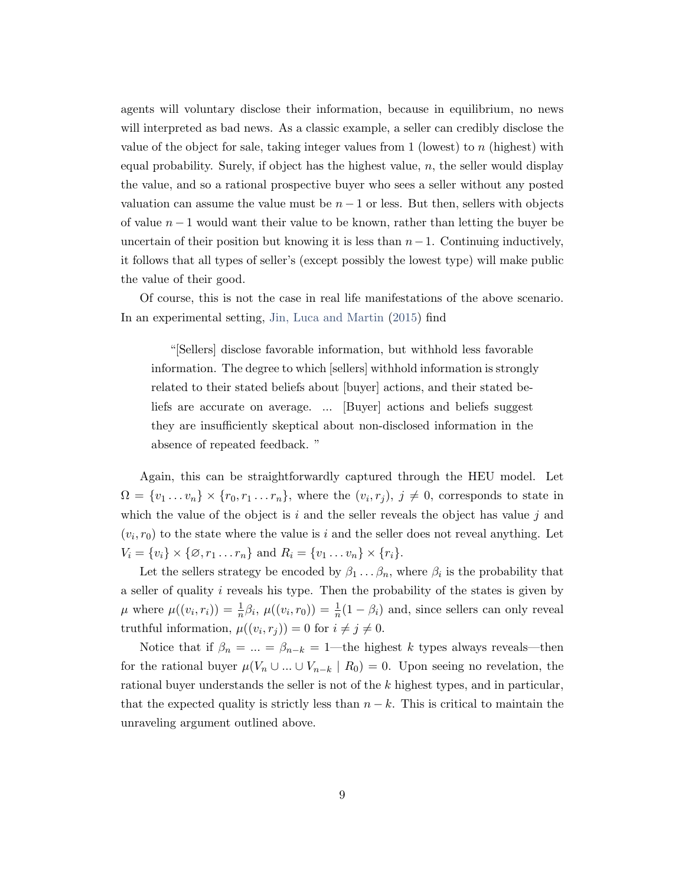agents will voluntary disclose their information, because in equilibrium, no news will interpreted as bad news. As a classic example, a seller can credibly disclose the value of the object for sale, taking integer values from 1 (lowest) to $n$ (highest) with equal probability. Surely, if object has the highest value, $n$, the seller would display the value, and so a rational prospective buyer who sees a seller without any posted valuation can assume the value must be $n-1$ or less. But then, sellers with objects of value $n-1$ would want their value to be known, rather than letting the buyer be uncertain of their position but knowing it is less than $n-1$. Continuing inductively, it follows that all types of seller's (except possibly the lowest type) will make public the value of their good.

Of course, this is not the case in real life manifestations of the above scenario. In an experimental setting, Jin, Luca and Martin (2015) find

> "[Sellers] disclose favorable information, but withhold less favorable information. The degree to which [sellers] withhold information is strongly related to their stated beliefs about [buyer] actions, and their stated beliefs are accurate on average. ... [Buyer] actions and beliefs suggest they are insufficiently skeptical about non-disclosed information in the absence of repeated feedback. "

Again, this can be straightforwardly captured through the HEU model. Let $\Omega = \{v_1 \dots v_n\} \times \{r_0, r_1 \dots r_n\}$, where the $(v_i, r_j)$, $j \neq 0$, corresponds to state in which the value of the object is $i$ and the seller reveals the object has value $j$ and $(v_i, r_0)$ to the state where the value is $i$ and the seller does not reveal anything. Let $V_i = \{v_i\} \times \{\varnothing, r_1 \dots r_n\}$ and $R_i = \{v_1 \dots v_n\} \times \{r_i\}$.

Let the sellers strategy be encoded by $\beta_1 \dots \beta_n$, where $\beta_i$ is the probability that a seller of quality $i$ reveals his type. Then the probability of the states is given by $\mu$ where $\mu((v_i, r_i)) = \frac{1}{n}\beta_i$, $\mu((v_i, r_0)) = \frac{1}{n}(1 - \beta_i)$ and, since sellers can only reveal truthful information, $\mu((v_i, r_j)) = 0$ for $i \neq j \neq 0$.

Notice that if $\beta_n = ... = \beta_{n-k} = 1$—the highest $k$ types always reveals—then for the rational buyer $\mu(V_n \cup ... \cup V_{n-k} \mid R_0) = 0$. Upon seeing no revelation, the rational buyer understands the seller is not of the $k$ highest types, and in particular, that the expected quality is strictly less than $n-k$. This is critical to maintain the unraveling argument outlined above.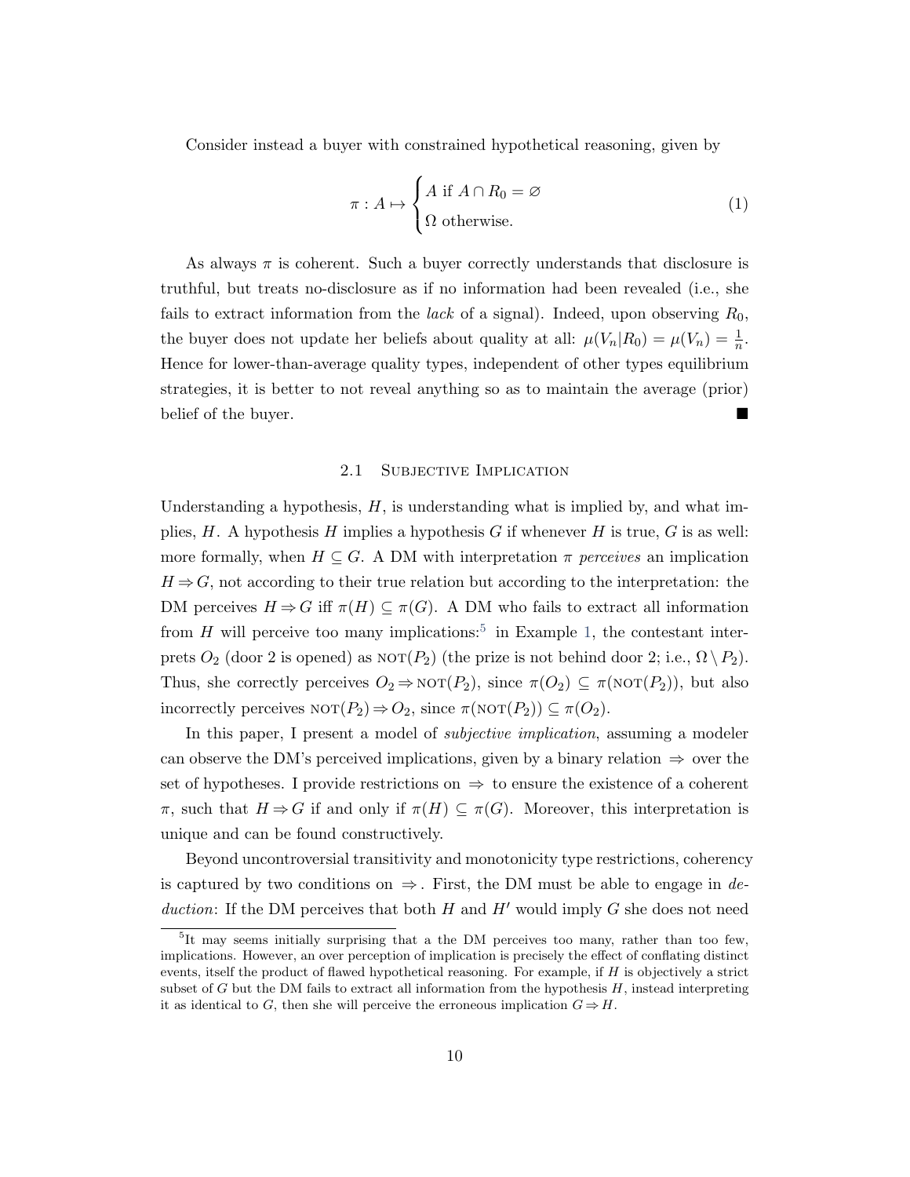Consider instead a buyer with constrained hypothetical reasoning, given by

$$\pi : A \mapsto \begin{cases} A \text{ if } A \cap R_0 = \varnothing \\ \Omega \text{ otherwise.} \end{cases} \tag{1}$$

As always $\pi$ is coherent. Such a buyer correctly understands that disclosure is truthful, but treats no-disclosure as if no information had been revealed (i.e., she fails to extract information from the *lack* of a signal). Indeed, upon observing $R_0$, the buyer does not update her beliefs about quality at all: $\mu(V_n|R_0) = \mu(V_n) = \frac{1}{n}$. Hence for lower-than-average quality types, independent of other types equilibrium strategies, it is better to not reveal anything so as to maintain the average (prior) belief of the buyer. ∎

### 2.1 Subjective Implication

Understanding a hypothesis, $H$, is understanding what is implied by, and what implies, $H$. A hypothesis $H$ implies a hypothesis $G$ if whenever $H$ is true, $G$ is as well: more formally, when $H \subseteq G$. A DM with interpretation $\pi$ *perceives* an implication $H \Rightarrow G$, not according to their true relation but according to the interpretation: the DM perceives $H \Rightarrow G$ iff $\pi(H) \subseteq \pi(G)$. A DM who fails to extract all information from $H$ will perceive too many implications:[5] in Example 1, the contestant interprets $O_2$ (door 2 is opened) as $\text{NOT}(P_2)$ (the prize is not behind door 2; i.e., $\Omega \setminus P_2$). Thus, she correctly perceives $O_2 \Rightarrow \text{NOT}(P_2)$, since $\pi(O_2) \subseteq \pi(\text{NOT}(P_2))$, but also incorrectly perceives $\text{NOT}(P_2) \Rightarrow O_2$, since $\pi(\text{NOT}(P_2)) \subseteq \pi(O_2)$.

In this paper, I present a model of *subjective implication*, assuming a modeler can observe the DM's perceived implications, given by a binary relation $\Rightarrow$ over the set of hypotheses. I provide restrictions on $\Rightarrow$ to ensure the existence of a coherent $\pi$, such that $H \Rightarrow G$ if and only if $\pi(H) \subseteq \pi(G)$. Moreover, this interpretation is unique and can be found constructively.

Beyond uncontroversial transitivity and monotonicity type restrictions, coherency is captured by two conditions on $\Rightarrow$. First, the DM must be able to engage in *deduction*: If the DM perceives that both $H$ and $H'$ would imply $G$ she does not need

---

[5] It may seems initially surprising that a the DM perceives too many, rather than too few, implications. However, an over perception of implication is precisely the effect of conflating distinct events, itself the product of flawed hypothetical reasoning. For example, if $H$ is objectively a strict subset of $G$ but the DM fails to extract all information from the hypothesis $H$, instead interpreting it as identical to $G$, then she will perceive the erroneous implication $G \Rightarrow H$.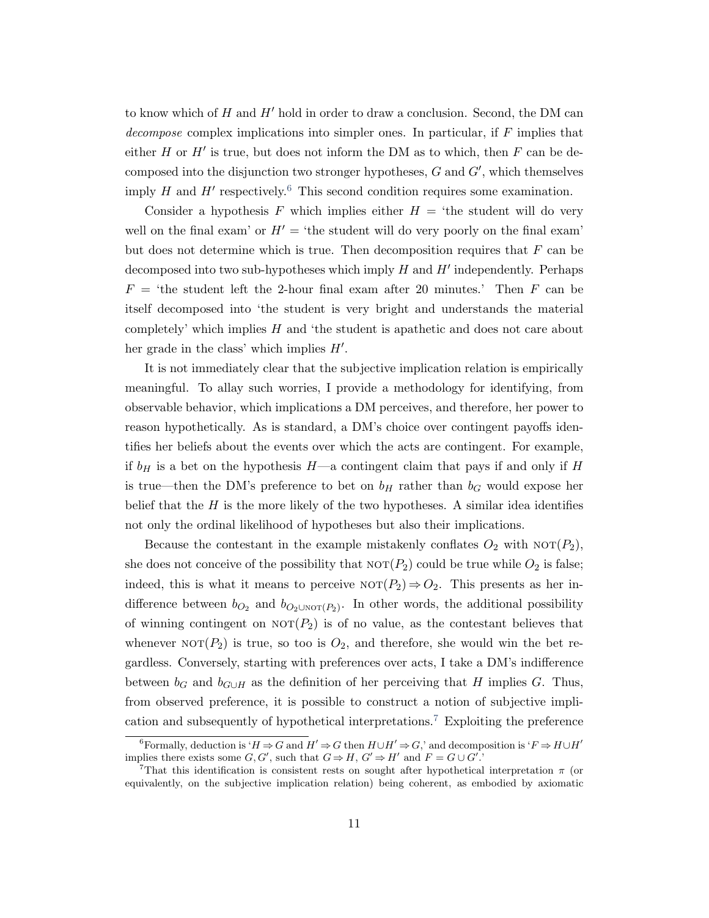to know which of $H$ and $H'$ hold in order to draw a conclusion. Second, the DM can *decompose* complex implications into simpler ones. In particular, if $F$ implies that either $H$ or $H'$ is true, but does not inform the DM as to which, then $F$ can be decomposed into the disjunction two stronger hypotheses, $G$ and $G'$, which themselves imply $H$ and $H'$ respectively.[6] This second condition requires some examination.

Consider a hypothesis $F$ which implies either $H$ = 'the student will do very well on the final exam' or $H'$ = 'the student will do very poorly on the final exam' but does not determine which is true. Then decomposition requires that $F$ can be decomposed into two sub-hypotheses which imply $H$ and $H'$ independently. Perhaps $F$ = 'the student left the 2-hour final exam after 20 minutes.' Then $F$ can be itself decomposed into 'the student is very bright and understands the material completely' which implies $H$ and 'the student is apathetic and does not care about her grade in the class' which implies $H'$.

It is not immediately clear that the subjective implication relation is empirically meaningful. To allay such worries, I provide a methodology for identifying, from observable behavior, which implications a DM perceives, and therefore, her power to reason hypothetically. As is standard, a DM's choice over contingent payoffs identifies her beliefs about the events over which the acts are contingent. For example, if $b_H$ is a bet on the hypothesis $H$—a contingent claim that pays if and only if $H$ is true—then the DM's preference to bet on $b_H$ rather than $b_G$ would expose her belief that the $H$ is the more likely of the two hypotheses. A similar idea identifies not only the ordinal likelihood of hypotheses but also their implications.

Because the contestant in the example mistakenly conflates $O_2$ with $\text{NOT}(P_2)$, she does not conceive of the possibility that $\text{NOT}(P_2)$ could be true while $O_2$ is false; indeed, this is what it means to perceive $\text{NOT}(P_2) \Rightarrow O_2$. This presents as her indifference between $b_{O_2}$ and $b_{O_2 \cup \text{NOT}(P_2)}$. In other words, the additional possibility of winning contingent on $\text{NOT}(P_2)$ is of no value, as the contestant believes that whenever $\text{NOT}(P_2)$ is true, so too is $O_2$, and therefore, she would win the bet regardless. Conversely, starting with preferences over acts, I take a DM's indifference between $b_G$ and $b_{G \cup H}$ as the definition of her perceiving that $H$ implies $G$. Thus, from observed preference, it is possible to construct a notion of subjective implication and subsequently of hypothetical interpretations.[7] Exploiting the preference

[6] Formally, deduction is '$H \Rightarrow G$ and $H' \Rightarrow G$ then $H \cup H' \Rightarrow G$,' and decomposition is '$F \Rightarrow H \cup H'$ implies there exists some $G, G'$, such that $G \Rightarrow H$, $G' \Rightarrow H'$ and $F = G \cup G'$.'

[7] That this identification is consistent rests on sought after hypothetical interpretation $\pi$ (or equivalently, on the subjective implication relation) being coherent, as embodied by axiomatic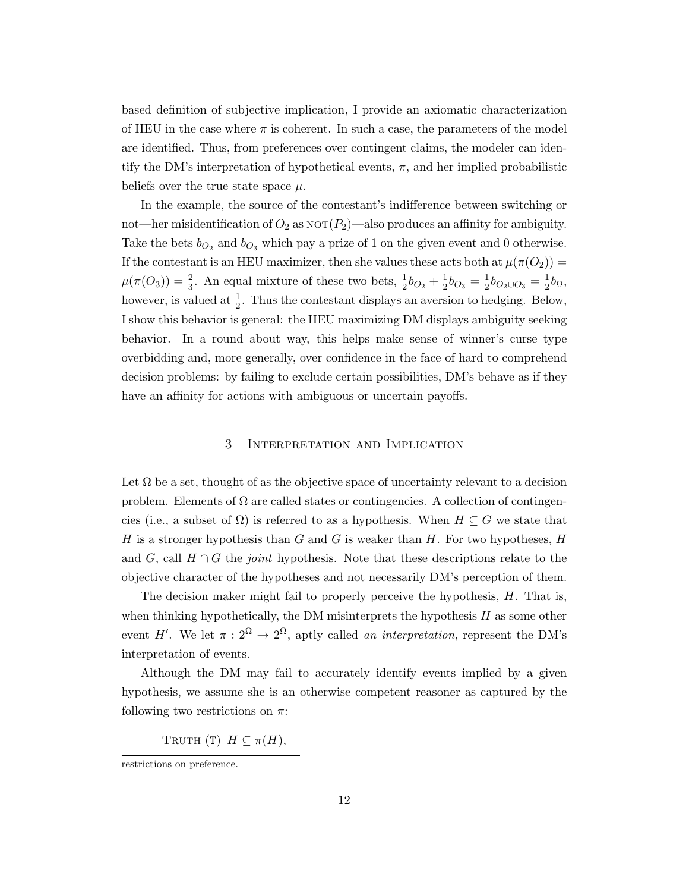based definition of subjective implication, I provide an axiomatic characterization of HEU in the case where $\pi$ is coherent. In such a case, the parameters of the model are identified. Thus, from preferences over contingent claims, the modeler can identify the DM's interpretation of hypothetical events, $\pi$, and her implied probabilistic beliefs over the true state space $\mu$.

In the example, the source of the contestant's indifference between switching or not—her misidentification of $O_2$ as $\text{NOT}(P_2)$—also produces an affinity for ambiguity. Take the bets $b_{O_2}$ and $b_{O_3}$ which pay a prize of 1 on the given event and 0 otherwise. If the contestant is an HEU maximizer, then she values these acts both at $\mu(\pi(O_2)) = \mu(\pi(O_3)) = \frac{2}{3}$. An equal mixture of these two bets, $\frac{1}{2}b_{O_2} + \frac{1}{2}b_{O_3} = \frac{1}{2}b_{O_2 \cup O_3} = \frac{1}{2}b_{\Omega}$, however, is valued at $\frac{1}{2}$. Thus the contestant displays an aversion to hedging. Below, I show this behavior is general: the HEU maximizing DM displays ambiguity seeking behavior. In a round about way, this helps make sense of winner's curse type overbidding and, more generally, over confidence in the face of hard to comprehend decision problems: by failing to exclude certain possibilities, DM's behave as if they have an affinity for actions with ambiguous or uncertain payoffs.

## 3 Interpretation and Implication

Let $\Omega$ be a set, thought of as the objective space of uncertainty relevant to a decision problem. Elements of $\Omega$ are called states or contingencies. A collection of contingencies (i.e., a subset of $\Omega$) is referred to as a hypothesis. When $H \subseteq G$ we state that $H$ is a stronger hypothesis than $G$ and $G$ is weaker than $H$. For two hypotheses, $H$ and $G$, call $H \cap G$ the *joint* hypothesis. Note that these descriptions relate to the objective character of the hypotheses and not necessarily DM's perception of them.

The decision maker might fail to properly perceive the hypothesis, $H$. That is, when thinking hypothetically, the DM misinterprets the hypothesis $H$ as some other event $H'$. We let $\pi : 2^{\Omega} \to 2^{\Omega}$, aptly called *an interpretation*, represent the DM's interpretation of events.

Although the DM may fail to accurately identify events implied by a given hypothesis, we assume she is an otherwise competent reasoner as captured by the following two restrictions on $\pi$:

Truth (T) $H \subseteq \pi(H)$,

restrictions on preference.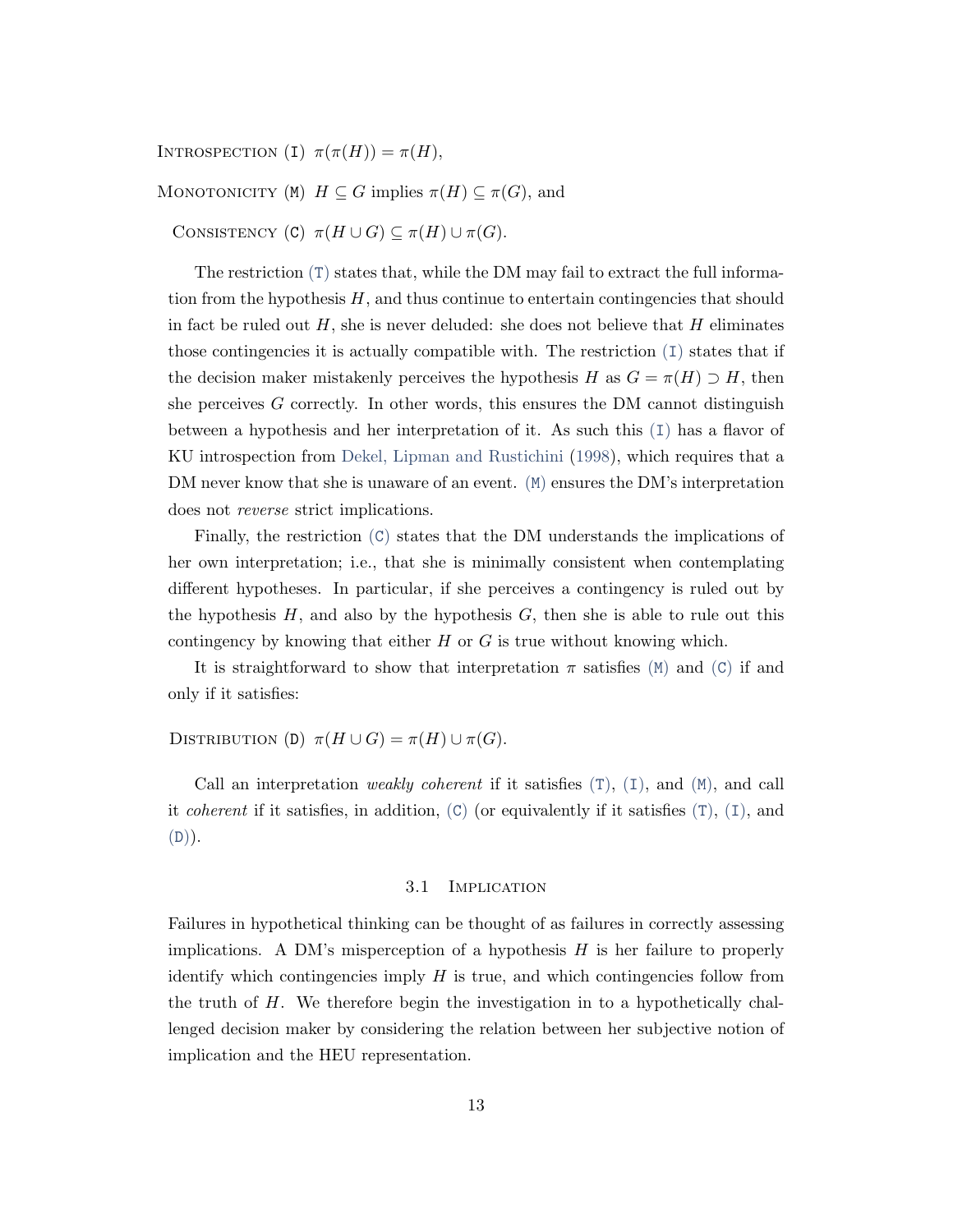Introspection (I) $\pi(\pi(H)) = \pi(H)$,

Monotonicity (M) $H \subseteq G$ implies $\pi(H) \subseteq \pi(G)$, and

Consistency (C) $\pi(H \cup G) \subseteq \pi(H) \cup \pi(G)$.

The restriction (T) states that, while the DM may fail to extract the full information from the hypothesis $H$, and thus continue to entertain contingencies that should in fact be ruled out $H$, she is never deluded: she does not believe that $H$ eliminates those contingencies it is actually compatible with. The restriction (I) states that if the decision maker mistakenly perceives the hypothesis $H$ as $G = \pi(H) \supset H$, then she perceives $G$ correctly. In other words, this ensures the DM cannot distinguish between a hypothesis and her interpretation of it. As such this (I) has a flavor of KU introspection from Dekel, Lipman and Rustichini (1998), which requires that a DM never know that she is unaware of an event. (M) ensures the DM's interpretation does not *reverse* strict implications.

Finally, the restriction (C) states that the DM understands the implications of her own interpretation; i.e., that she is minimally consistent when contemplating different hypotheses. In particular, if she perceives a contingency is ruled out by the hypothesis $H$, and also by the hypothesis $G$, then she is able to rule out this contingency by knowing that either $H$ or $G$ is true without knowing which.

It is straightforward to show that interpretation $\pi$ satisfies (M) and (C) if and only if it satisfies:

Distribution (D) $\pi(H \cup G) = \pi(H) \cup \pi(G)$.

Call an interpretation *weakly coherent* if it satisfies (T), (I), and (M), and call it *coherent* if it satisfies, in addition, (C) (or equivalently if it satisfies (T), (I), and (D)).

### 3.1 Implication

Failures in hypothetical thinking can be thought of as failures in correctly assessing implications. A DM's misperception of a hypothesis $H$ is her failure to properly identify which contingencies imply $H$ is true, and which contingencies follow from the truth of $H$. We therefore begin the investigation in to a hypothetically challenged decision maker by considering the relation between her subjective notion of implication and the HEU representation.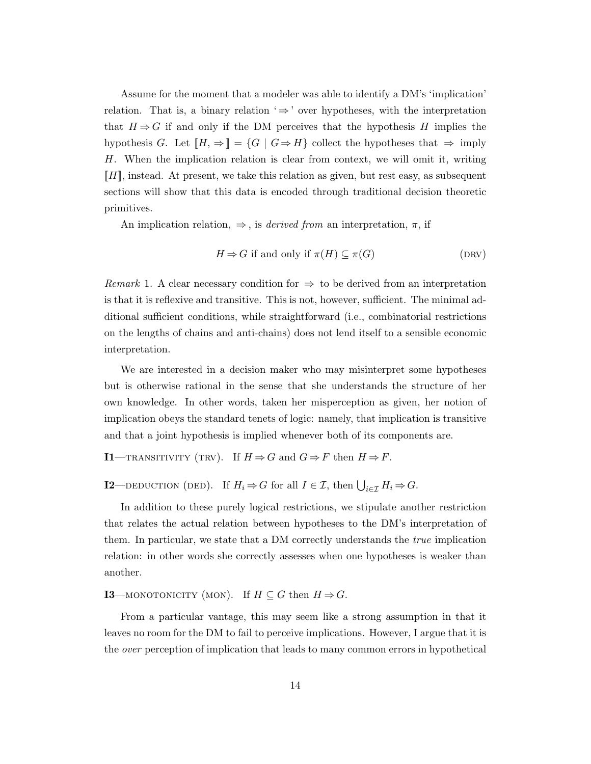Assume for the moment that a modeler was able to identify a DM's 'implication' relation. That is, a binary relation '$\Rightarrow$' over hypotheses, with the interpretation that $H \Rightarrow G$ if and only if the DM perceives that the hypothesis $H$ implies the hypothesis $G$. Let $[\![H, \Rightarrow]\!] = \{G \mid G \Rightarrow H\}$ collect the hypotheses that $\Rightarrow$ imply $H$. When the implication relation is clear from context, we will omit it, writing $[\![H]\!]$, instead. At present, we take this relation as given, but rest easy, as subsequent sections will show that this data is encoded through traditional decision theoretic primitives.

An implication relation, $\Rightarrow$, is *derived from* an interpretation, $\pi$, if

$$H \Rightarrow G \text{ if and only if } \pi(H) \subseteq \pi(G) \tag{DRV}$$

*Remark* 1. A clear necessary condition for $\Rightarrow$ to be derived from an interpretation is that it is reflexive and transitive. This is not, however, sufficient. The minimal additional sufficient conditions, while straightforward (i.e., combinatorial restrictions on the lengths of chains and anti-chains) does not lend itself to a sensible economic interpretation.

We are interested in a decision maker who may misinterpret some hypotheses but is otherwise rational in the sense that she understands the structure of her own knowledge. In other words, taken her misperception as given, her notion of implication obeys the standard tenets of logic: namely, that implication is transitive and that a joint hypothesis is implied whenever both of its components are.

**I1**—TRANSITIVITY (TRV). If $H \Rightarrow G$ and $G \Rightarrow F$ then $H \Rightarrow F$.

**I2**—DEDUCTION (DED). If $H_i \Rightarrow G$ for all $I \in \mathcal{I}$, then $\bigcup_{i \in \mathcal{I}} H_i \Rightarrow G$.

In addition to these purely logical restrictions, we stipulate another restriction that relates the actual relation between hypotheses to the DM's interpretation of them. In particular, we state that a DM correctly understands the *true* implication relation: in other words she correctly assesses when one hypotheses is weaker than another.

**I3**—MONOTONICITY (MON). If $H \subseteq G$ then $H \Rightarrow G$.

From a particular vantage, this may seem like a strong assumption in that it leaves no room for the DM to fail to perceive implications. However, I argue that it is the *over* perception of implication that leads to many common errors in hypothetical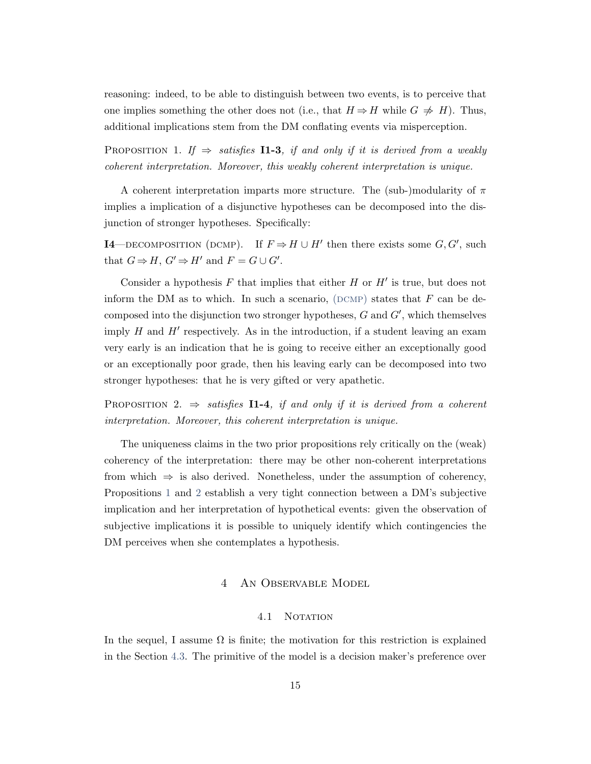reasoning: indeed, to be able to distinguish between two events, is to perceive that one implies something the other does not (i.e., that $H \Rightarrow H$ while $G \not\Rightarrow H$). Thus, additional implications stem from the DM conflating events via misperception.

Proposition 1. *If $\Rightarrow$ satisfies* **I1-3***, if and only if it is derived from a weakly coherent interpretation. Moreover, this weakly coherent interpretation is unique.*

A coherent interpretation imparts more structure. The (sub-)modularity of $\pi$ implies a implication of a disjunctive hypotheses can be decomposed into the disjunction of stronger hypotheses. Specifically:

**I4**—decomposition (dcmp). If $F \Rightarrow H \cup H'$ then there exists some $G, G'$, such that $G \Rightarrow H$, $G' \Rightarrow H'$ and $F = G \cup G'$.

Consider a hypothesis $F$ that implies that either $H$ or $H'$ is true, but does not inform the DM as to which. In such a scenario, (dcmp) states that $F$ can be decomposed into the disjunction two stronger hypotheses, $G$ and $G'$, which themselves imply $H$ and $H'$ respectively. As in the introduction, if a student leaving an exam very early is an indication that he is going to receive either an exceptionally good or an exceptionally poor grade, then his leaving early can be decomposed into two stronger hypotheses: that he is very gifted or very apathetic.

Proposition 2. *$\Rightarrow$ satisfies* **I1-4***, if and only if it is derived from a coherent interpretation. Moreover, this coherent interpretation is unique.*

The uniqueness claims in the two prior propositions rely critically on the (weak) coherency of the interpretation: there may be other non-coherent interpretations from which $\Rightarrow$ is also derived. Nonetheless, under the assumption of coherency, Propositions 1 and 2 establish a very tight connection between a DM's subjective implication and her interpretation of hypothetical events: given the observation of subjective implications it is possible to uniquely identify which contingencies the DM perceives when she contemplates a hypothesis.

## 4 An Observable Model

### 4.1 Notation

In the sequel, I assume $\Omega$ is finite; the motivation for this restriction is explained in the Section 4.3. The primitive of the model is a decision maker's preference over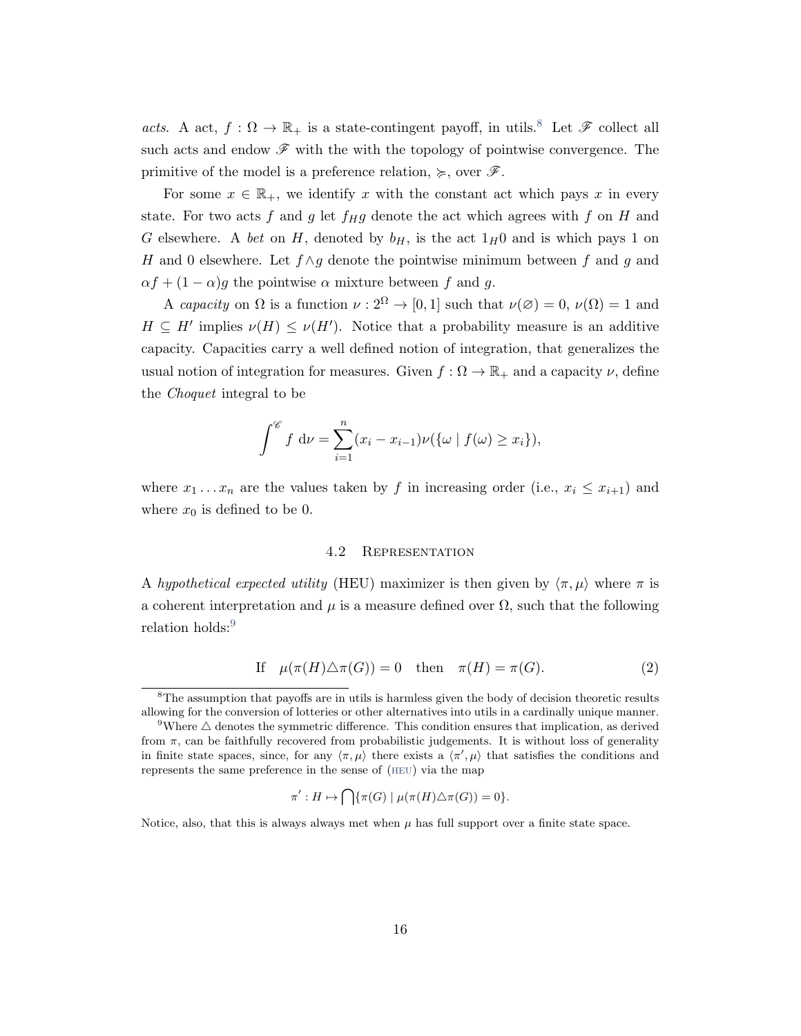*acts*. A act, $f : \Omega \to \mathbb{R}_+$ is a state-contingent payoff, in utils.[8] Let $\mathscr{F}$ collect all such acts and endow $\mathscr{F}$ with the with the topology of pointwise convergence. The primitive of the model is a preference relation, $\succcurlyeq$, over $\mathscr{F}$.

For some $x \in \mathbb{R}_+$, we identify $x$ with the constant act which pays $x$ in every state. For two acts $f$ and $g$ let $f_H g$ denote the act which agrees with $f$ on $H$ and $G$ elsewhere. A *bet* on $H$, denoted by $b_H$, is the act $1_H 0$ and is which pays 1 on $H$ and 0 elsewhere. Let $f \wedge g$ denote the pointwise minimum between $f$ and $g$ and $\alpha f + (1-\alpha) g$ the pointwise $\alpha$ mixture between $f$ and $g$.

A *capacity* on $\Omega$ is a function $\nu : 2^\Omega \to [0,1]$ such that $\nu(\varnothing) = 0$, $\nu(\Omega) = 1$ and $H \subseteq H'$ implies $\nu(H) \leq \nu(H')$. Notice that a probability measure is an additive capacity. Capacities carry a well defined notion of integration, that generalizes the usual notion of integration for measures. Given $f : \Omega \to \mathbb{R}_+$ and a capacity $\nu$, define the *Choquet* integral to be

$$\int^{\mathscr{C}} f \, \mathrm{d}\nu = \sum_{i=1}^{n} (x_i - x_{i-1}) \nu(\{\omega \mid f(\omega) \geq x_i\}),$$

where $x_1 \ldots x_n$ are the values taken by $f$ in increasing order (i.e., $x_i \leq x_{i+1}$) and where $x_0$ is defined to be 0.

### 4.2 Representation

A *hypothetical expected utility* (HEU) maximizer is then given by $\langle \pi, \mu \rangle$ where $\pi$ is a coherent interpretation and $\mu$ is a measure defined over $\Omega$, such that the following relation holds:[9]

$$\text{If} \quad \mu(\pi(H) \triangle \pi(G)) = 0 \quad \text{then} \quad \pi(H) = \pi(G). \tag{2}$$

---

[8] The assumption that payoffs are in utils is harmless given the body of decision theoretic results allowing for the conversion of lotteries or other alternatives into utils in a cardinally unique manner.

[9] Where $\triangle$ denotes the symmetric difference. This condition ensures that implication, as derived from $\pi$, can be faithfully recovered from probabilistic judgements. It is without loss of generality in finite state spaces, since, for any $\langle \pi, \mu \rangle$ there exists a $\langle \pi', \mu \rangle$ that satisfies the conditions and represents the same preference in the sense of (HEU) via the map

$$\pi' : H \mapsto \bigcap \{\pi(G) \mid \mu(\pi(H) \triangle \pi(G)) = 0\}.$$

Notice, also, that this is always always met when $\mu$ has full support over a finite state space.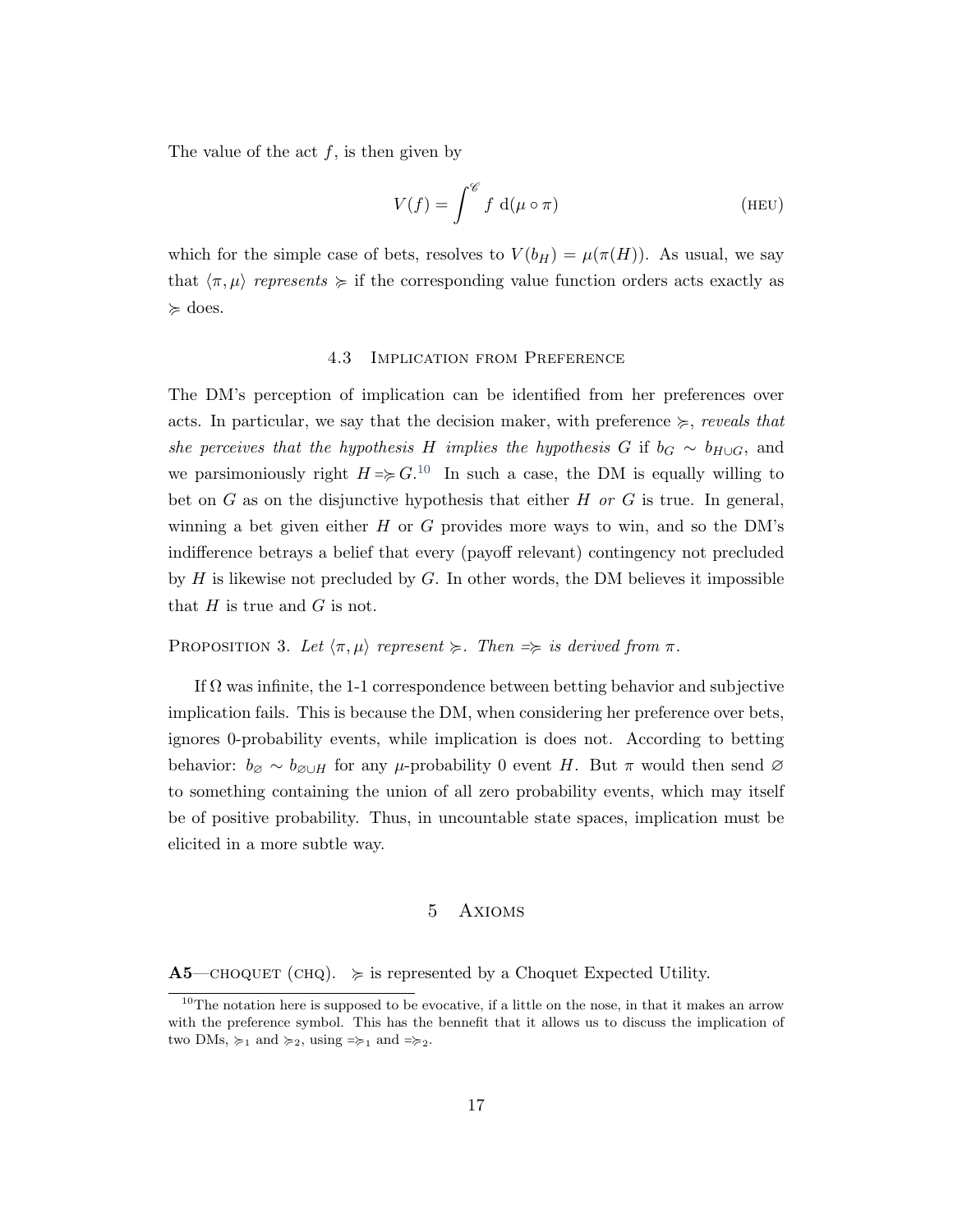The value of the act $f$, is then given by

$$V(f) = \int^{\mathscr{C}} f \, \mathrm{d}(\mu \circ \pi) \tag{HEU}$$

which for the simple case of bets, resolves to $V(b_H) = \mu(\pi(H))$. As usual, we say that $\langle \pi, \mu \rangle$ *represents* $\succcurlyeq$ if the corresponding value function orders acts exactly as $\succcurlyeq$ does.

### 4.3 Implication from Preference

The DM's perception of implication can be identified from her preferences over acts. In particular, we say that the decision maker, with preference $\succcurlyeq$, *reveals that she perceives that the hypothesis $H$ implies the hypothesis $G$* if $b_G \sim b_{H \cup G}$, and we parsimoniously right $H \Rightarrow_{\succcurlyeq} G$.[10] In such a case, the DM is equally willing to bet on $G$ as on the disjunctive hypothesis that either $H$ *or* $G$ is true. In general, winning a bet given either $H$ or $G$ provides more ways to win, and so the DM's indifference betrays a belief that every (payoff relevant) contingency not precluded by $H$ is likewise not precluded by $G$. In other words, the DM believes it impossible that $H$ is true and $G$ is not.

Proposition 3. *Let $\langle \pi, \mu \rangle$ represent $\succcurlyeq$. Then $\Rightarrow_{\succcurlyeq}$ is derived from $\pi$.*

If $\Omega$ was infinite, the 1-1 correspondence between betting behavior and subjective implication fails. This is because the DM, when considering her preference over bets, ignores 0-probability events, while implication is does not. According to betting behavior: $b_\varnothing \sim b_{\varnothing \cup H}$ for any $\mu$-probability 0 event $H$. But $\pi$ would then send $\varnothing$ to something containing the union of all zero probability events, which may itself be of positive probability. Thus, in uncountable state spaces, implication must be elicited in a more subtle way.

## 5 Axioms

**A5**—choquet (chq). $\succcurlyeq$ is represented by a Choquet Expected Utility.

[10] The notation here is supposed to be evocative, if a little on the nose, in that it makes an arrow with the preference symbol. This has the bennefit that it allows us to discuss the implication of two DMs, $\succcurlyeq_1$ and $\succcurlyeq_2$, using $\Rightarrow_{\succcurlyeq_1}$ and $\Rightarrow_{\succcurlyeq_2}$.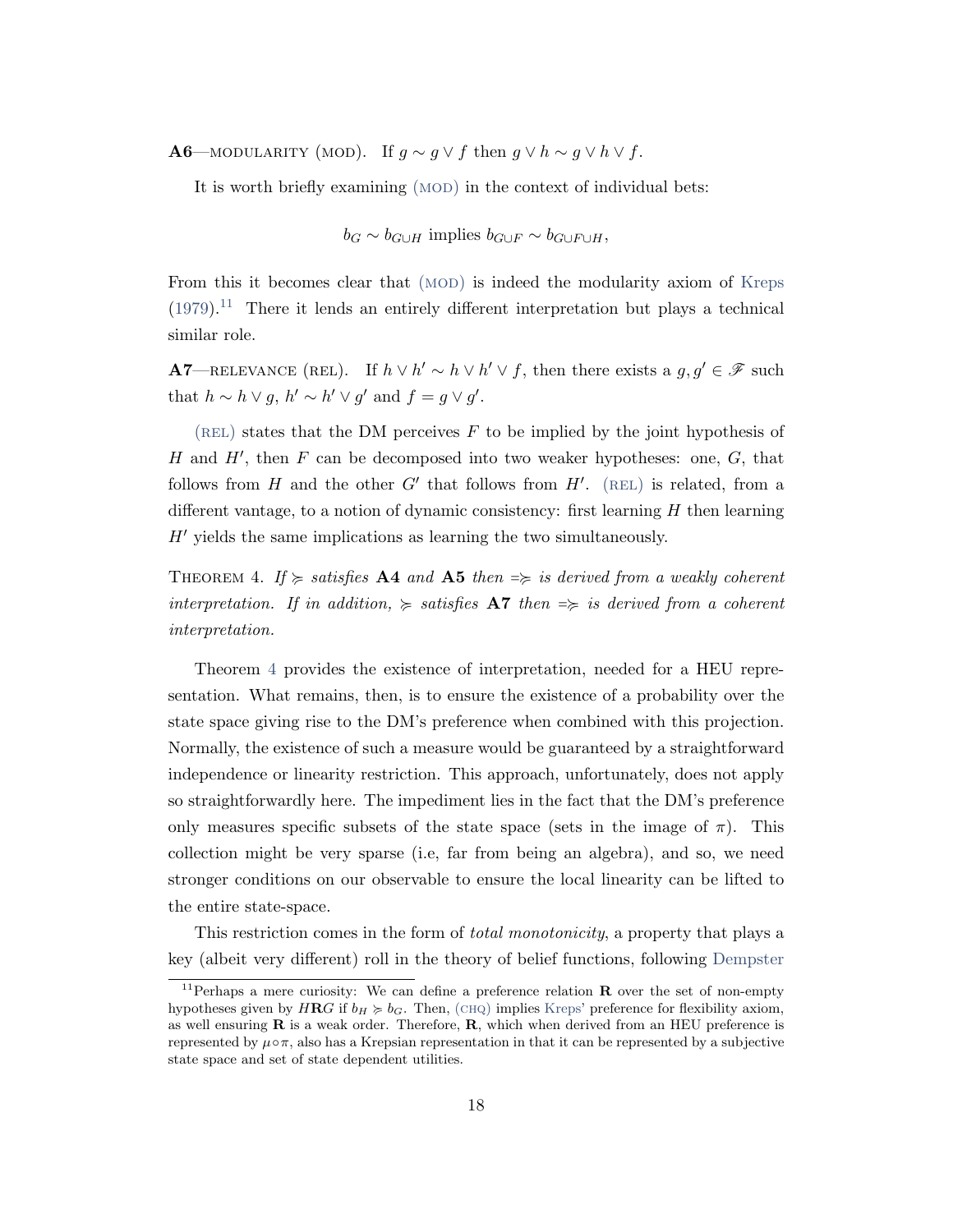**A6**—MODULARITY (MOD). If $g \sim g \vee f$ then $g \vee h \sim g \vee h \vee f$.

It is worth briefly examining (MOD) in the context of individual bets:

$$b_G \sim b_{G \cup H} \text{ implies } b_{G \cup F} \sim b_{G \cup F \cup H},$$

From this it becomes clear that (MOD) is indeed the modularity axiom of Kreps (1979).[11] There it lends an entirely different interpretation but plays a technical similar role.

**A7**—RELEVANCE (REL). If $h \vee h' \sim h \vee h' \vee f$, then there exists a $g, g' \in \mathscr{F}$ such that $h \sim h \vee g$, $h' \sim h' \vee g'$ and $f = g \vee g'$.

(REL) states that the DM perceives $F$ to be implied by the joint hypothesis of $H$ and $H'$, then $F$ can be decomposed into two weaker hypotheses: one, $G$, that follows from $H$ and the other $G'$ that follows from $H'$. (REL) is related, from a different vantage, to a notion of dynamic consistency: first learning $H$ then learning $H'$ yields the same implications as learning the two simultaneously.

THEOREM 4. *If $\succcurlyeq$ satisfies* **A4** *and* **A5** *then $\Rightarrow_{\succcurlyeq}$ is derived from a weakly coherent interpretation. If in addition, $\succcurlyeq$ satisfies* **A7** *then $\Rightarrow_{\succcurlyeq}$ is derived from a coherent interpretation.*

Theorem 4 provides the existence of interpretation, needed for a HEU representation. What remains, then, is to ensure the existence of a probability over the state space giving rise to the DM's preference when combined with this projection. Normally, the existence of such a measure would be guaranteed by a straightforward independence or linearity restriction. This approach, unfortunately, does not apply so straightforwardly here. The impediment lies in the fact that the DM's preference only measures specific subsets of the state space (sets in the image of $\pi$). This collection might be very sparse (i.e, far from being an algebra), and so, we need stronger conditions on our observable to ensure the local linearity can be lifted to the entire state-space.

This restriction comes in the form of *total monotonicity*, a property that plays a key (albeit very different) roll in the theory of belief functions, following Dempster

[11] Perhaps a mere curiosity: We can define a preference relation $\mathbf{R}$ over the set of non-empty hypotheses given by $H\mathbf{R}G$ if $b_H \succcurlyeq b_G$. Then, (CHQ) implies Kreps' preference for flexibility axiom, as well ensuring $\mathbf{R}$ is a weak order. Therefore, $\mathbf{R}$, which when derived from an HEU preference is represented by $\mu \circ \pi$, also has a Krepsian representation in that it can be represented by a subjective state space and set of state dependent utilities.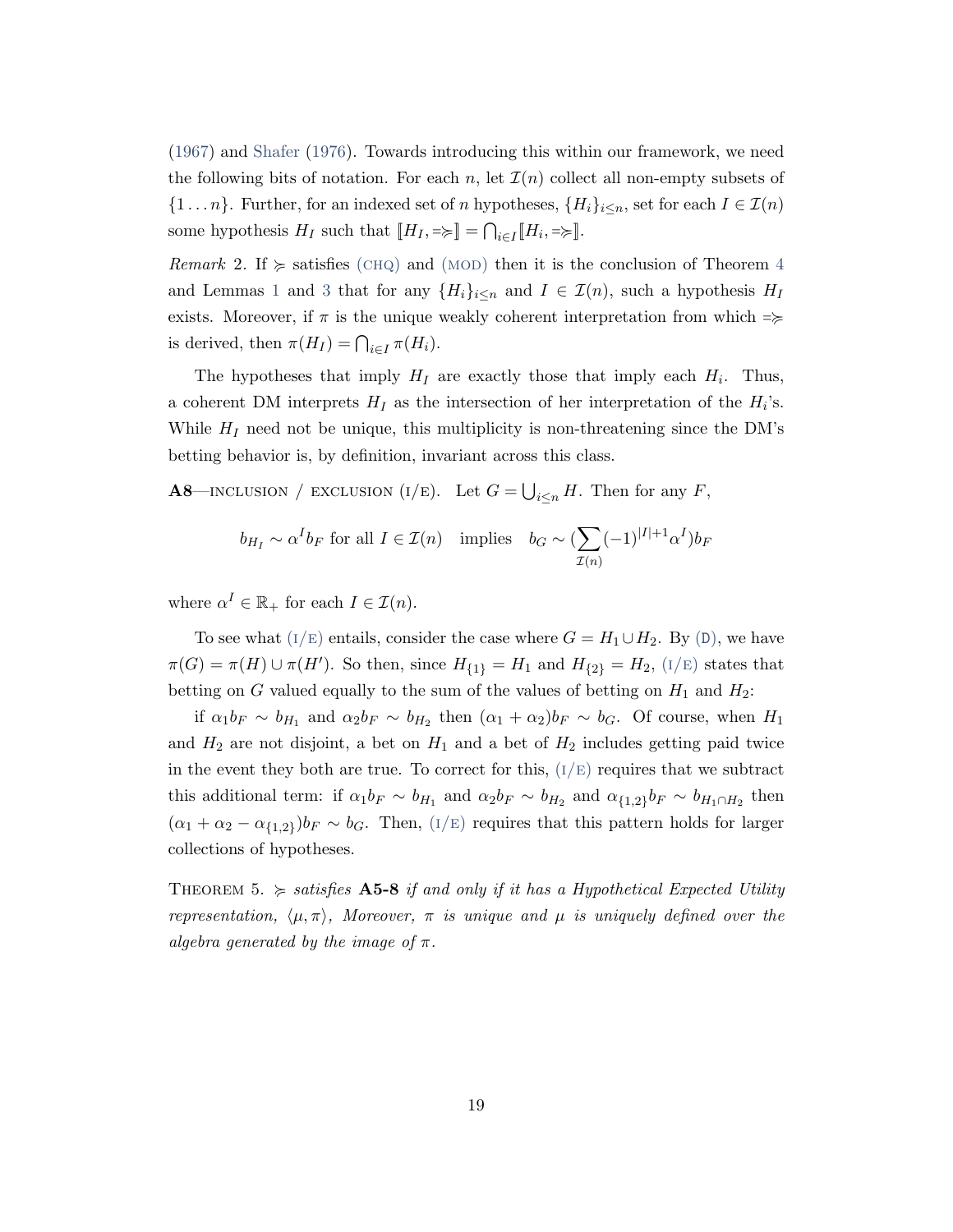(1967) and Shafer (1976). Towards introducing this within our framework, we need the following bits of notation. For each $n$, let $\mathcal{I}(n)$ collect all non-empty subsets of $\{1 \dots n\}$. Further, for an indexed set of $n$ hypotheses, $\{H_i\}_{i \leq n}$, set for each $I \in \mathcal{I}(n)$ some hypothesis $H_I$ such that $[\![H_I, \Rrightarrow]\!] = \bigcap_{i \in I} [\![H_i, \Rrightarrow]\!]$.

*Remark* 2. If $\succcurlyeq$ satisfies (CHQ) and (MOD) then it is the conclusion of Theorem 4 and Lemmas 1 and 3 that for any $\{H_i\}_{i \leq n}$ and $I \in \mathcal{I}(n)$, such a hypothesis $H_I$ exists. Moreover, if $\pi$ is the unique weakly coherent interpretation from which $\Rrightarrow$ is derived, then $\pi(H_I) = \bigcap_{i \in I} \pi(H_i)$.

The hypotheses that imply $H_I$ are exactly those that imply each $H_i$. Thus, a coherent DM interprets $H_I$ as the intersection of her interpretation of the $H_i$'s. While $H_I$ need not be unique, this multiplicity is non-threatening since the DM's betting behavior is, by definition, invariant across this class.

**A8**—INCLUSION / EXCLUSION (I/E). Let $G = \bigcup_{i \leq n} H$. Then for any $F$,

$$b_{H_I} \sim \alpha^I b_F \text{ for all } I \in \mathcal{I}(n) \quad \text{implies} \quad b_G \sim (\sum_{\mathcal{I}(n)} (-1)^{|I|+1} \alpha^I) b_F$$

where $\alpha^I \in \mathbb{R}_+$ for each $I \in \mathcal{I}(n)$.

To see what (I/E) entails, consider the case where $G = H_1 \cup H_2$. By (D), we have $\pi(G) = \pi(H) \cup \pi(H')$. So then, since $H_{\{1\}} = H_1$ and $H_{\{2\}} = H_2$, (I/E) states that betting on $G$ valued equally to the sum of the values of betting on $H_1$ and $H_2$:

if $\alpha_1 b_F \sim b_{H_1}$ and $\alpha_2 b_F \sim b_{H_2}$ then $(\alpha_1 + \alpha_2) b_F \sim b_G$. Of course, when $H_1$ and $H_2$ are not disjoint, a bet on $H_1$ and a bet of $H_2$ includes getting paid twice in the event they both are true. To correct for this, (I/E) requires that we subtract this additional term: if $\alpha_1 b_F \sim b_{H_1}$ and $\alpha_2 b_F \sim b_{H_2}$ and $\alpha_{\{1,2\}} b_F \sim b_{H_1 \cap H_2}$ then $(\alpha_1 + \alpha_2 - \alpha_{\{1,2\}}) b_F \sim b_G$. Then, (I/E) requires that this pattern holds for larger collections of hypotheses.

THEOREM 5. *$\succcurlyeq$ satisfies* **A5-8** *if and only if it has a Hypothetical Expected Utility representation, $\langle \mu, \pi \rangle$, Moreover, $\pi$ is unique and $\mu$ is uniquely defined over the algebra generated by the image of $\pi$.*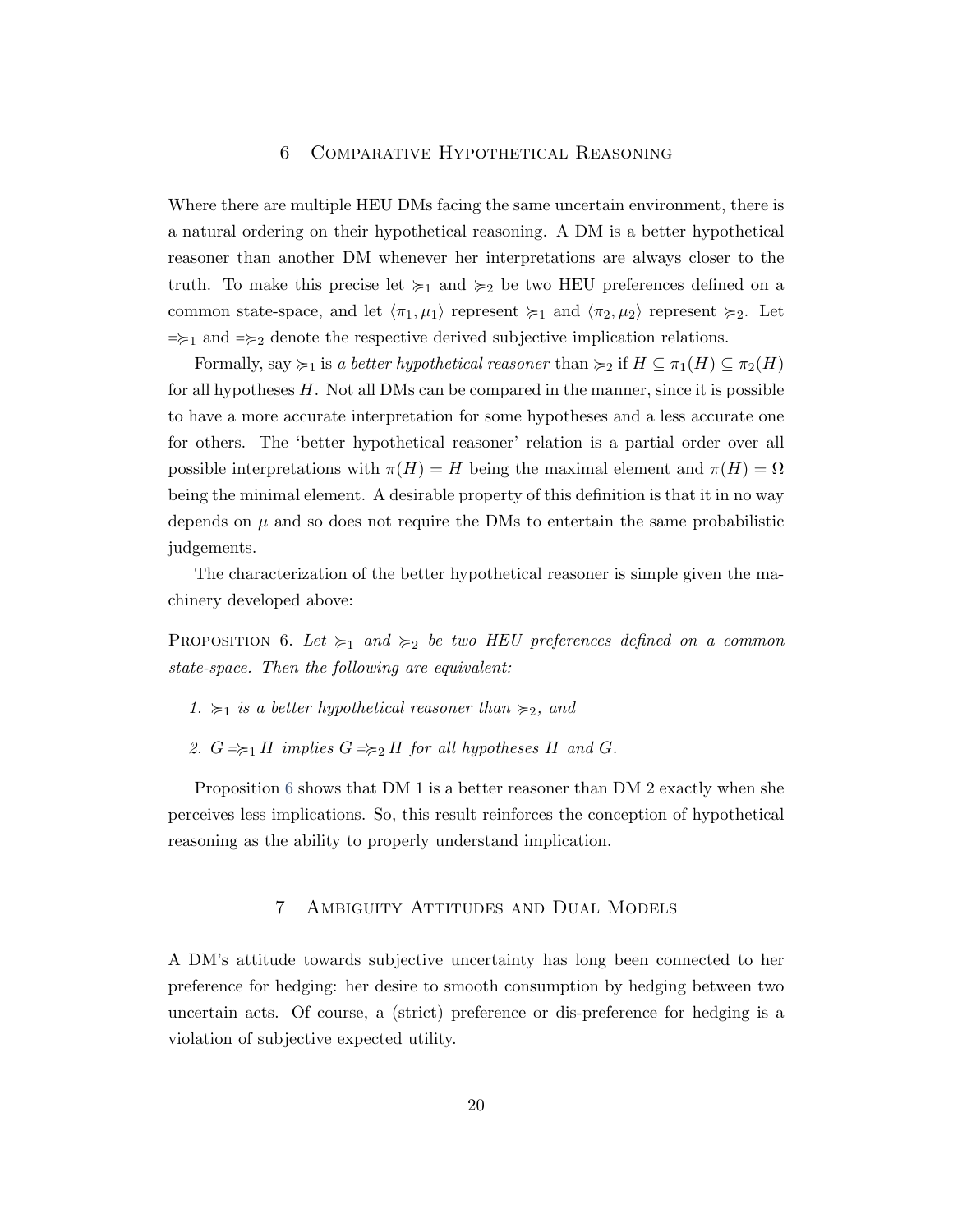# 6 Comparative Hypothetical Reasoning

Where there are multiple HEU DMs facing the same uncertain environment, there is a natural ordering on their hypothetical reasoning. A DM is a better hypothetical reasoner than another DM whenever her interpretations are always closer to the truth. To make this precise let $\succcurlyeq_1$ and $\succcurlyeq_2$ be two HEU preferences defined on a common state-space, and let $\langle \pi_1, \mu_1 \rangle$ represent $\succcurlyeq_1$ and $\langle \pi_2, \mu_2 \rangle$ represent $\succcurlyeq_2$. Let $\Rightarrow_{\succcurlyeq_1}$ and $\Rightarrow_{\succcurlyeq_2}$ denote the respective derived subjective implication relations.

Formally, say $\succcurlyeq_1$ is *a better hypothetical reasoner* than $\succcurlyeq_2$ if $H \subseteq \pi_1(H) \subseteq \pi_2(H)$ for all hypotheses $H$. Not all DMs can be compared in the manner, since it is possible to have a more accurate interpretation for some hypotheses and a less accurate one for others. The 'better hypothetical reasoner' relation is a partial order over all possible interpretations with $\pi(H) = H$ being the maximal element and $\pi(H) = \Omega$ being the minimal element. A desirable property of this definition is that it in no way depends on $\mu$ and so does not require the DMs to entertain the same probabilistic judgements.

The characterization of the better hypothetical reasoner is simple given the machinery developed above:

Proposition 6. *Let $\succcurlyeq_1$ and $\succcurlyeq_2$ be two HEU preferences defined on a common state-space. Then the following are equivalent:*

1. *$\succcurlyeq_1$ is a better hypothetical reasoner than $\succcurlyeq_2$, and*
2. *$G \Rightarrow_{\succcurlyeq_1} H$ implies $G \Rightarrow_{\succcurlyeq_2} H$ for all hypotheses $H$ and $G$.*

Proposition 6 shows that DM 1 is a better reasoner than DM 2 exactly when she perceives less implications. So, this result reinforces the conception of hypothetical reasoning as the ability to properly understand implication.

# 7 Ambiguity Attitudes and Dual Models

A DM's attitude towards subjective uncertainty has long been connected to her preference for hedging: her desire to smooth consumption by hedging between two uncertain acts. Of course, a (strict) preference or dis-preference for hedging is a violation of subjective expected utility.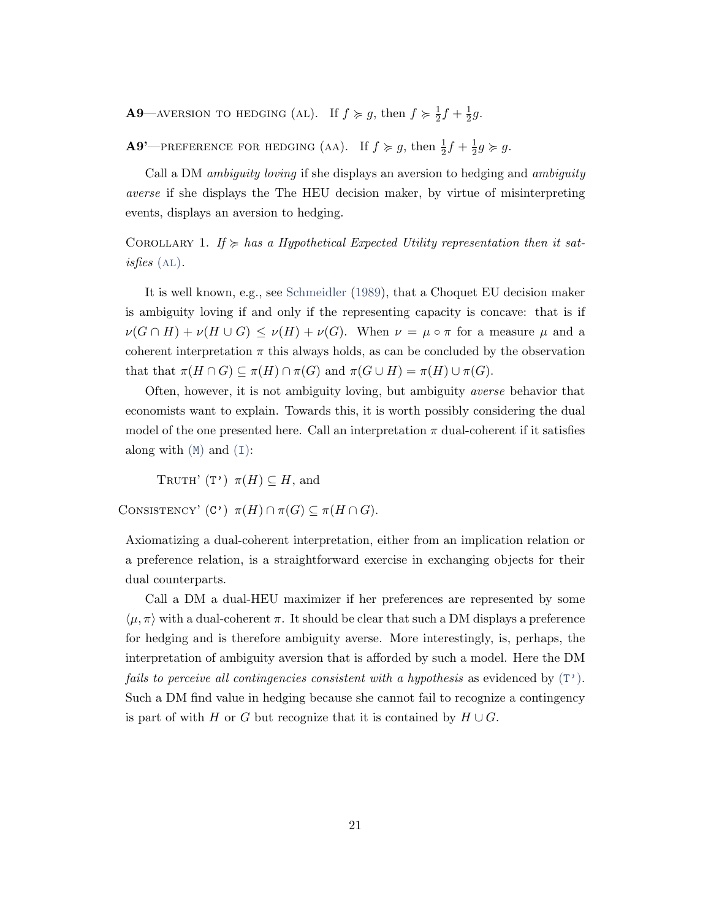**A9**—AVERSION TO HEDGING (AL). If $f \succcurlyeq g$, then $f \succcurlyeq \frac{1}{2}f + \frac{1}{2}g$.

**A9'**—PREFERENCE FOR HEDGING (AA). If $f \succcurlyeq g$, then $\frac{1}{2}f + \frac{1}{2}g \succcurlyeq g$.

Call a DM *ambiguity loving* if she displays an aversion to hedging and *ambiguity averse* if she displays the The HEU decision maker, by virtue of misinterpreting events, displays an aversion to hedging.

COROLLARY 1. *If $\succcurlyeq$ has a Hypothetical Expected Utility representation then it satisfies* (AL).

It is well known, e.g., see Schmeidler (1989), that a Choquet EU decision maker is ambiguity loving if and only if the representing capacity is concave: that is if $\nu(G \cap H) + \nu(H \cup G) \leq \nu(H) + \nu(G)$. When $\nu = \mu \circ \pi$ for a measure $\mu$ and a coherent interpretation $\pi$ this always holds, as can be concluded by the observation that that $\pi(H \cap G) \subseteq \pi(H) \cap \pi(G)$ and $\pi(G \cup H) = \pi(H) \cup \pi(G)$.

Often, however, it is not ambiguity loving, but ambiguity *averse* behavior that economists want to explain. Towards this, it is worth possibly considering the dual model of the one presented here. Call an interpretation $\pi$ dual-coherent if it satisfies along with (M) and (I):

TRUTH' (T') $\pi(H) \subseteq H$, and

CONSISTENCY' (C') $\pi(H) \cap \pi(G) \subseteq \pi(H \cap G)$.

Axiomatizing a dual-coherent interpretation, either from an implication relation or a preference relation, is a straightforward exercise in exchanging objects for their dual counterparts.

Call a DM a dual-HEU maximizer if her preferences are represented by some $\langle \mu, \pi \rangle$ with a dual-coherent $\pi$. It should be clear that such a DM displays a preference for hedging and is therefore ambiguity averse. More interestingly, is, perhaps, the interpretation of ambiguity aversion that is afforded by such a model. Here the DM *fails to perceive all contingencies consistent with a hypothesis* as evidenced by (T'). Such a DM find value in hedging because she cannot fail to recognize a contingency is part of with $H$ or $G$ but recognize that it is contained by $H \cup G$.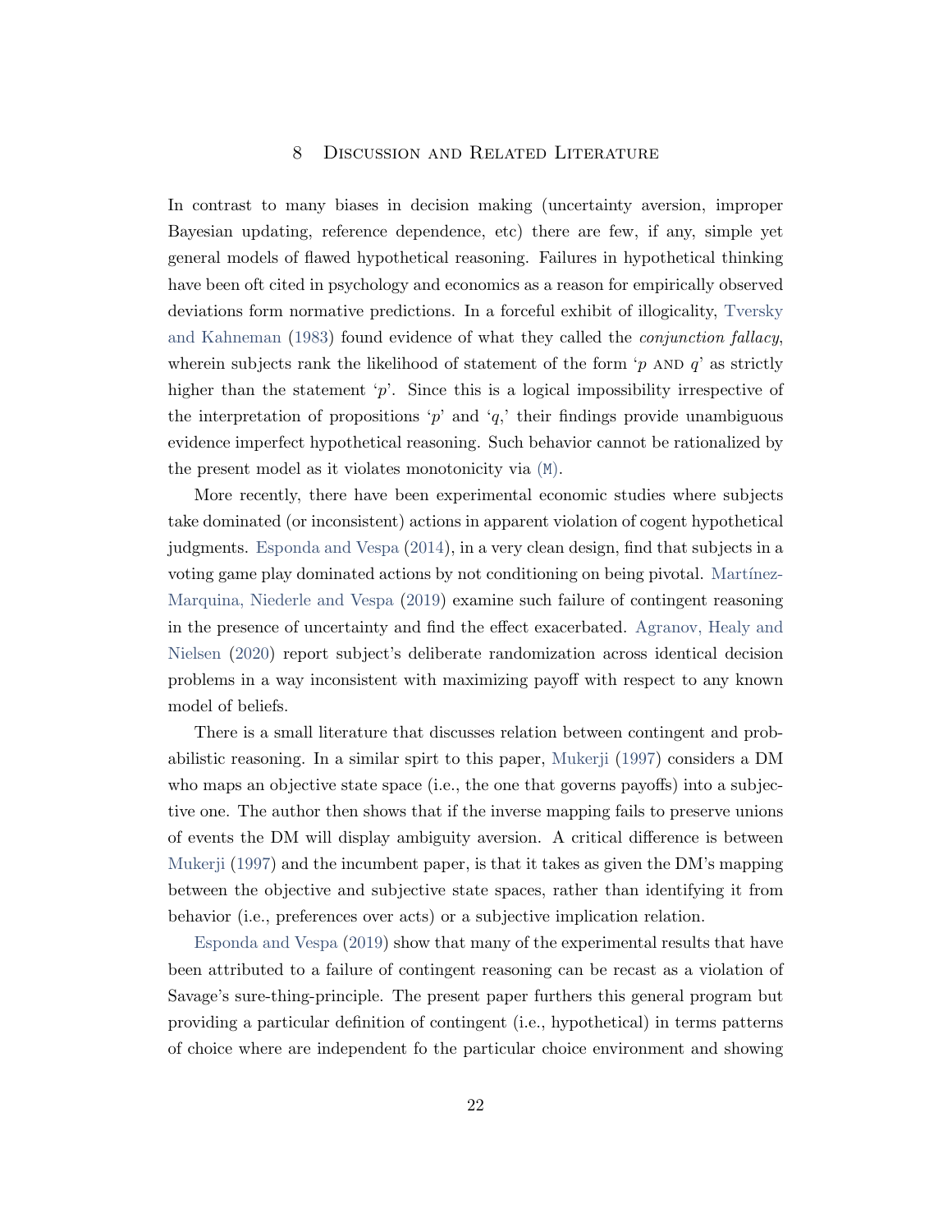# 8 Discussion and Related Literature

In contrast to many biases in decision making (uncertainty aversion, improper Bayesian updating, reference dependence, etc) there are few, if any, simple yet general models of flawed hypothetical reasoning. Failures in hypothetical thinking have been oft cited in psychology and economics as a reason for empirically observed deviations form normative predictions. In a forceful exhibit of illogicality, Tversky and Kahneman (1983) found evidence of what they called the *conjunction fallacy*, wherein subjects rank the likelihood of statement of the form '$p$ AND $q$' as strictly higher than the statement '$p$'. Since this is a logical impossibility irrespective of the interpretation of propositions '$p$' and '$q$,' their findings provide unambiguous evidence imperfect hypothetical reasoning. Such behavior cannot be rationalized by the present model as it violates monotonicity via (M).

More recently, there have been experimental economic studies where subjects take dominated (or inconsistent) actions in apparent violation of cogent hypothetical judgments. Esponda and Vespa (2014), in a very clean design, find that subjects in a voting game play dominated actions by not conditioning on being pivotal. Martínez-Marquina, Niederle and Vespa (2019) examine such failure of contingent reasoning in the presence of uncertainty and find the effect exacerbated. Agranov, Healy and Nielsen (2020) report subject's deliberate randomization across identical decision problems in a way inconsistent with maximizing payoff with respect to any known model of beliefs.

There is a small literature that discusses relation between contingent and probabilistic reasoning. In a similar spirt to this paper, Mukerji (1997) considers a DM who maps an objective state space (i.e., the one that governs payoffs) into a subjective one. The author then shows that if the inverse mapping fails to preserve unions of events the DM will display ambiguity aversion. A critical difference is between Mukerji (1997) and the incumbent paper, is that it takes as given the DM's mapping between the objective and subjective state spaces, rather than identifying it from behavior (i.e., preferences over acts) or a subjective implication relation.

Esponda and Vespa (2019) show that many of the experimental results that have been attributed to a failure of contingent reasoning can be recast as a violation of Savage's sure-thing-principle. The present paper furthers this general program but providing a particular definition of contingent (i.e., hypothetical) in terms patterns of choice where are independent fo the particular choice environment and showing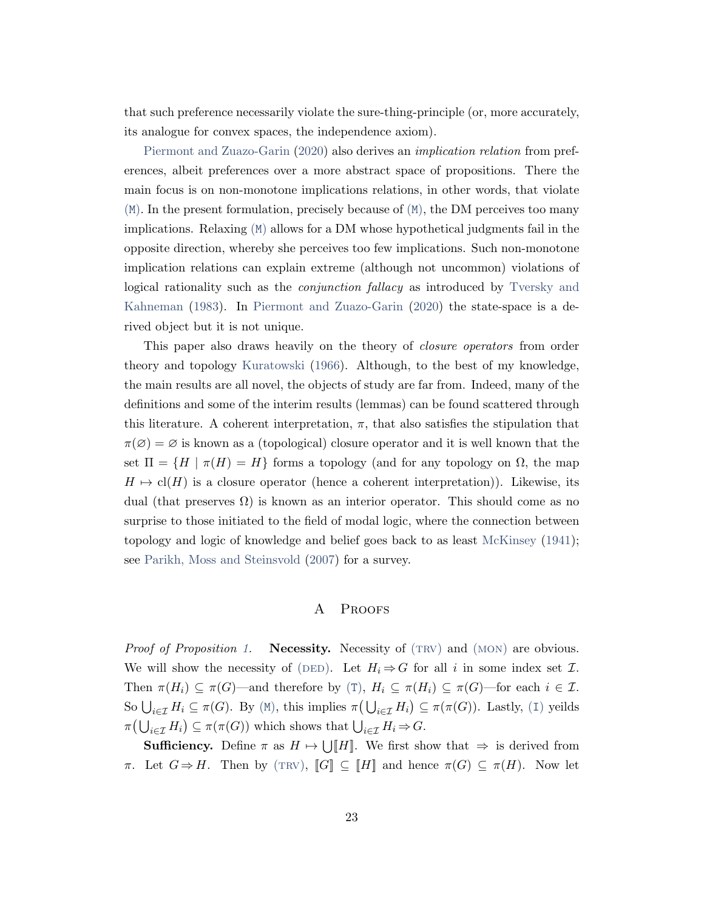that such preference necessarily violate the sure-thing-principle (or, more accurately, its analogue for convex spaces, the independence axiom).

Piermont and Zuazo-Garin (2020) also derives an *implication relation* from preferences, albeit preferences over a more abstract space of propositions. There the main focus is on non-monotone implications relations, in other words, that violate (M). In the present formulation, precisely because of (M), the DM perceives too many implications. Relaxing (M) allows for a DM whose hypothetical judgments fail in the opposite direction, whereby she perceives too few implications. Such non-monotone implication relations can explain extreme (although not uncommon) violations of logical rationality such as the *conjunction fallacy* as introduced by Tversky and Kahneman (1983). In Piermont and Zuazo-Garin (2020) the state-space is a derived object but it is not unique.

This paper also draws heavily on the theory of *closure operators* from order theory and topology Kuratowski (1966). Although, to the best of my knowledge, the main results are all novel, the objects of study are far from. Indeed, many of the definitions and some of the interim results (lemmas) can be found scattered through this literature. A coherent interpretation, $\pi$, that also satisfies the stipulation that $\pi(\varnothing) = \varnothing$ is known as a (topological) closure operator and it is well known that the set $\Pi = \{H \mid \pi(H) = H\}$ forms a topology (and for any topology on $\Omega$, the map $H \mapsto \text{cl}(H)$ is a closure operator (hence a coherent interpretation)). Likewise, its dual (that preserves $\Omega$) is known as an interior operator. This should come as no surprise to those initiated to the field of modal logic, where the connection between topology and logic of knowledge and belief goes back to as least McKinsey (1941); see Parikh, Moss and Steinsvold (2007) for a survey.

# A Proofs

*Proof of Proposition 1.* **Necessity.** Necessity of (TRV) and (MON) are obvious. We will show the necessity of (DED). Let $H_i \Rightarrow G$ for all $i$ in some index set $\mathcal{I}$. Then $\pi(H_i) \subseteq \pi(G)$—and therefore by (T), $H_i \subseteq \pi(H_i) \subseteq \pi(G)$—for each $i \in \mathcal{I}$. So $\bigcup_{i \in \mathcal{I}} H_i \subseteq \pi(G)$. By (M), this implies $\pi\big(\bigcup_{i \in \mathcal{I}} H_i\big) \subseteq \pi(\pi(G))$. Lastly, (I) yeilds $\pi\big(\bigcup_{i \in \mathcal{I}} H_i\big) \subseteq \pi(\pi(G))$ which shows that $\bigcup_{i \in \mathcal{I}} H_i \Rightarrow G$.

**Sufficiency.** Define $\pi$ as $H \mapsto \bigcup [\![H]\!]$. We first show that $\Rightarrow$ is derived from $\pi$. Let $G \Rightarrow H$. Then by (TRV), $[\![G]\!] \subseteq [\![H]\!]$ and hence $\pi(G) \subseteq \pi(H)$. Now let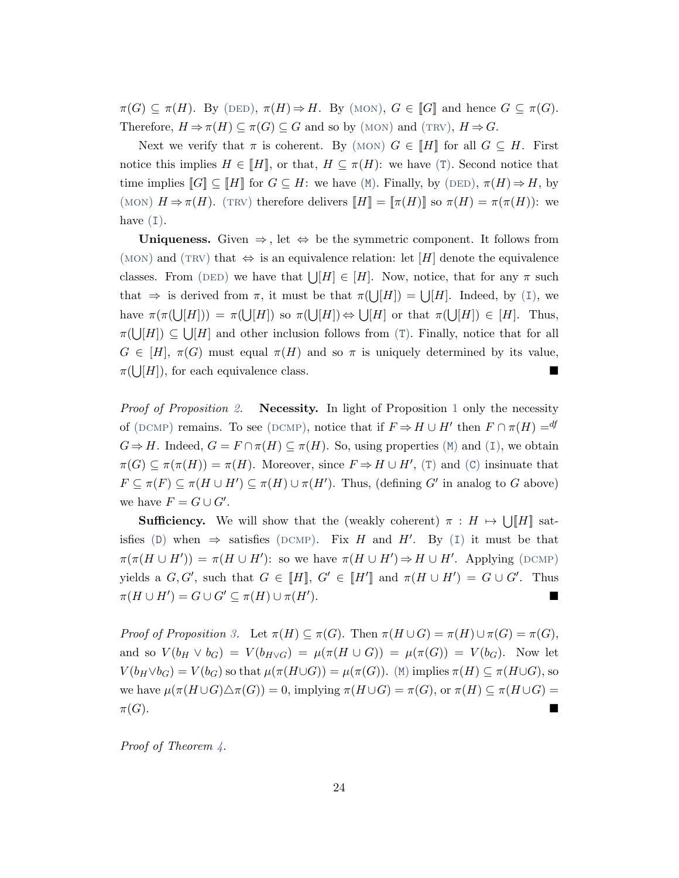$\pi(G) \subseteq \pi(H)$. By (DED), $\pi(H) \Rightarrow H$. By (MON), $G \in [\![G]\!]$ and hence $G \subseteq \pi(G)$. Therefore, $H \Rightarrow \pi(H) \subseteq \pi(G) \subseteq G$ and so by (MON) and (TRV), $H \Rightarrow G$.

Next we verify that $\pi$ is coherent. By (MON) $G \in [\![H]\!]$ for all $G \subseteq H$. First notice this implies $H \in [\![H]\!]$, or that, $H \subseteq \pi(H)$: we have (T). Second notice that time implies $[\![G]\!] \subseteq [\![H]\!]$ for $G \subseteq H$: we have (M). Finally, by (DED), $\pi(H) \Rightarrow H$, by (MON) $H \Rightarrow \pi(H)$. (TRV) therefore delivers $[\![H]\!] = [\![\pi(H)]\!]$ so $\pi(H) = \pi(\pi(H))$: we have (I).

**Uniqueness.** Given $\Rightarrow$, let $\Leftrightarrow$ be the symmetric component. It follows from (MON) and (TRV) that $\Leftrightarrow$ is an equivalence relation: let $[H]$ denote the equivalence classes. From (DED) we have that $\bigcup[H] \in [H]$. Now, notice, that for any $\pi$ such that $\Rightarrow$ is derived from $\pi$, it must be that $\pi(\bigcup[H]) = \bigcup[H]$. Indeed, by (I), we have $\pi(\pi(\bigcup[H])) = \pi(\bigcup[H])$ so $\pi(\bigcup[H]) \Leftrightarrow \bigcup[H]$ or that $\pi(\bigcup[H]) \in [H]$. Thus, $\pi(\bigcup[H]) \subseteq \bigcup[H]$ and other inclusion follows from (T). Finally, notice that for all $G \in [H]$, $\pi(G)$ must equal $\pi(H)$ and so $\pi$ is uniquely determined by its value, $\pi(\bigcup[H])$, for each equivalence class. ■

*Proof of Proposition 2.* **Necessity.** In light of Proposition 1 only the necessity of (DCMP) remains. To see (DCMP), notice that if $F \Rightarrow H \cup H'$ then $F \cap \pi(H) =^{df} G \Rightarrow H$. Indeed, $G = F \cap \pi(H) \subseteq \pi(H)$. So, using properties (M) and (I), we obtain $\pi(G) \subseteq \pi(\pi(H)) = \pi(H)$. Moreover, since $F \Rightarrow H \cup H'$, (T) and (C) insinuate that $F \subseteq \pi(F) \subseteq \pi(H \cup H') \subseteq \pi(H) \cup \pi(H')$. Thus, (defining $G'$ in analog to $G$ above) we have $F = G \cup G'$.

**Sufficiency.** We will show that the (weakly coherent) $\pi : H \mapsto \bigcup[\![H]\!]$ satisfies (D) when $\Rightarrow$ satisfies (DCMP). Fix $H$ and $H'$. By (I) it must be that $\pi(\pi(H \cup H')) = \pi(H \cup H')$: so we have $\pi(H \cup H') \Rightarrow H \cup H'$. Applying (DCMP) yields a $G, G'$, such that $G \in [\![H]\!]$, $G' \in [\![H']\!]$ and $\pi(H \cup H') = G \cup G'$. Thus $\pi(H \cup H') = G \cup G' \subseteq \pi(H) \cup \pi(H')$. ■

*Proof of Proposition 3.* Let $\pi(H) \subseteq \pi(G)$. Then $\pi(H \cup G) = \pi(H) \cup \pi(G) = \pi(G)$, and so $V(b_H \vee b_G) = V(b_{H \vee G}) = \mu(\pi(H \cup G)) = \mu(\pi(G)) = V(b_G)$. Now let $V(b_H \vee b_G) = V(b_G)$ so that $\mu(\pi(H \cup G)) = \mu(\pi(G))$. (M) implies $\pi(H) \subseteq \pi(H \cup G)$, so we have $\mu(\pi(H \cup G) \triangle \pi(G)) = 0$, implying $\pi(H \cup G) = \pi(G)$, or $\pi(H) \subseteq \pi(H \cup G) = \pi(G)$. ■

*Proof of Theorem 4.*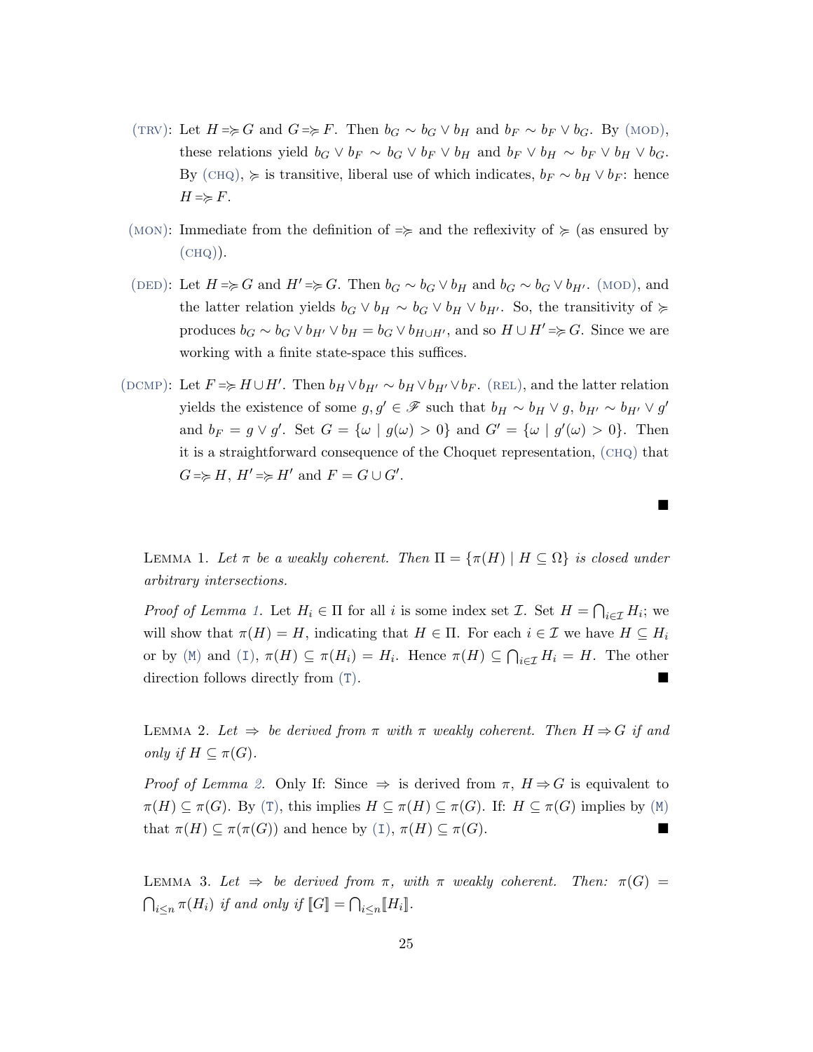(TRV): Let $H \Rightarrow\!\!\succcurlyeq G$ and $G \Rightarrow\!\!\succcurlyeq F$. Then $b_G \sim b_G \vee b_H$ and $b_F \sim b_F \vee b_G$. By (MOD), these relations yield $b_G \vee b_F \sim b_G \vee b_F \vee b_H$ and $b_F \vee b_H \sim b_F \vee b_H \vee b_G$. By (CHQ), $\succcurlyeq$ is transitive, liberal use of which indicates, $b_F \sim b_H \vee b_F$: hence $H \Rightarrow\!\!\succcurlyeq F$.

(MON): Immediate from the definition of $\Rightarrow\!\!\succcurlyeq$ and the reflexivity of $\succcurlyeq$ (as ensured by (CHQ)).

(DED): Let $H \Rightarrow\!\!\succcurlyeq G$ and $H' \Rightarrow\!\!\succcurlyeq G$. Then $b_G \sim b_G \vee b_H$ and $b_G \sim b_G \vee b_{H'}$. (MOD), and the latter relation yields $b_G \vee b_H \sim b_G \vee b_H \vee b_{H'}$. So, the transitivity of $\succcurlyeq$ produces $b_G \sim b_G \vee b_{H'} \vee b_H = b_G \vee b_{H \cup H'}$, and so $H \cup H' \Rightarrow\!\!\succcurlyeq G$. Since we are working with a finite state-space this suffices.

(DCMP): Let $F \Rightarrow\!\!\succcurlyeq H \cup H'$. Then $b_H \vee b_{H'} \sim b_H \vee b_{H'} \vee b_F$. (REL), and the latter relation yields the existence of some $g, g' \in \mathscr{F}$ such that $b_H \sim b_H \vee g$, $b_{H'} \sim b_{H'} \vee g'$ and $b_F = g \vee g'$. Set $G = \{\omega \mid g(\omega) > 0\}$ and $G' = \{\omega \mid g'(\omega) > 0\}$. Then it is a straightforward consequence of the Choquet representation, (CHQ) that $G \Rightarrow\!\!\succcurlyeq H$, $H' \Rightarrow\!\!\succcurlyeq H'$ and $F = G \cup G'$.

■

LEMMA 1. *Let $\pi$ be a weakly coherent. Then $\Pi = \{\pi(H) \mid H \subseteq \Omega\}$ is closed under arbitrary intersections.*

*Proof of Lemma 1.* Let $H_i \in \Pi$ for all $i$ is some index set $\mathcal{I}$. Set $H = \bigcap_{i \in \mathcal{I}} H_i$; we will show that $\pi(H) = H$, indicating that $H \in \Pi$. For each $i \in \mathcal{I}$ we have $H \subseteq H_i$ or by (M) and (I), $\pi(H) \subseteq \pi(H_i) = H_i$. Hence $\pi(H) \subseteq \bigcap_{i \in \mathcal{I}} H_i = H$. The other direction follows directly from (T). ■

LEMMA 2. *Let $\Rightarrow$ be derived from $\pi$ with $\pi$ weakly coherent. Then $H \Rightarrow G$ if and only if $H \subseteq \pi(G)$.*

*Proof of Lemma 2.* Only If: Since $\Rightarrow$ is derived from $\pi$, $H \Rightarrow G$ is equivalent to $\pi(H) \subseteq \pi(G)$. By (T), this implies $H \subseteq \pi(H) \subseteq \pi(G)$. If: $H \subseteq \pi(G)$ implies by (M) that $\pi(H) \subseteq \pi(\pi(G))$ and hence by (I), $\pi(H) \subseteq \pi(G)$. ■

LEMMA 3. *Let $\Rightarrow$ be derived from $\pi$, with $\pi$ weakly coherent. Then: $\pi(G) = \bigcap_{i \leq n} \pi(H_i)$ if and only if $[\![G]\!] = \bigcap_{i \leq n} [\![H_i]\!]$.*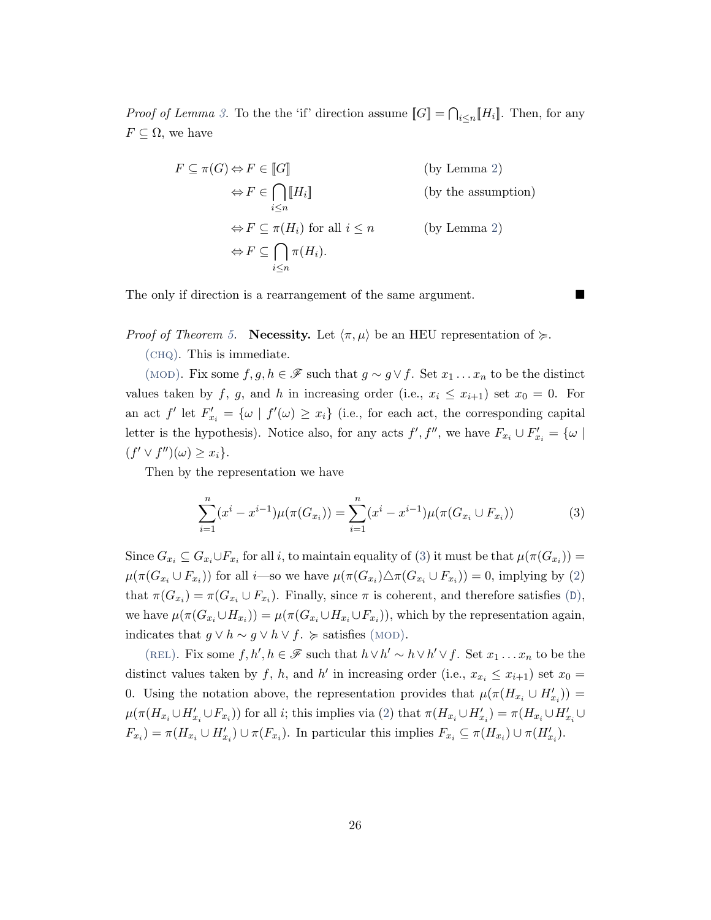*Proof of Lemma 3.* To the the 'if' direction assume $[\![G]\!] = \bigcap_{i\leq n} [\![H_i]\!]$. Then, for any $F \subseteq \Omega$, we have

$$
\begin{aligned}
F \subseteq \pi(G) &\Leftrightarrow F \in [\![G]\!] && \text{(by Lemma 2)} \\
&\Leftrightarrow F \in \bigcap_{i\leq n} [\![H_i]\!] && \text{(by the assumption)} \\
&\Leftrightarrow F \subseteq \pi(H_i) \text{ for all } i \leq n && \text{(by Lemma 2)} \\
&\Leftrightarrow F \subseteq \bigcap_{i\leq n} \pi(H_i).
\end{aligned}
$$

The only if direction is a rearrangement of the same argument. ■

*Proof of Theorem 5.* **Necessity.** Let $\langle \pi, \mu \rangle$ be an HEU representation of $\succcurlyeq$.

(CHQ). This is immediate.

(MOD). Fix some $f, g, h \in \mathscr{F}$ such that $g \sim g \vee f$. Set $x_1 \ldots x_n$ to be the distinct values taken by $f$, $g$, and $h$ in increasing order (i.e., $x_i \leq x_{i+1}$) set $x_0 = 0$. For an act $f'$ let $F'_{x_i} = \{\omega \mid f'(\omega) \geq x_i\}$ (i.e., for each act, the corresponding capital letter is the hypothesis). Notice also, for any acts $f', f''$, we have $F_{x_i} \cup F'_{x_i} = \{\omega \mid (f' \vee f'')(\omega) \geq x_i\}$.

Then by the representation we have

$$\sum_{i=1}^{n} (x^i - x^{i-1}) \mu(\pi(G_{x_i})) = \sum_{i=1}^{n} (x^i - x^{i-1}) \mu(\pi(G_{x_i} \cup F_{x_i})) \tag{3}$$

Since $G_{x_i} \subseteq G_{x_i} \cup F_{x_i}$ for all $i$, to maintain equality of (3) it must be that $\mu(\pi(G_{x_i})) = \mu(\pi(G_{x_i} \cup F_{x_i}))$ for all $i$—so we have $\mu(\pi(G_{x_i}) \triangle \pi(G_{x_i} \cup F_{x_i})) = 0$, implying by (2) that $\pi(G_{x_i}) = \pi(G_{x_i} \cup F_{x_i})$. Finally, since $\pi$ is coherent, and therefore satisfies (D), we have $\mu(\pi(G_{x_i} \cup H_{x_i})) = \mu(\pi(G_{x_i} \cup H_{x_i} \cup F_{x_i}))$, which by the representation again, indicates that $g \vee h \sim g \vee h \vee f$. $\succcurlyeq$ satisfies (MOD).

(REL). Fix some $f, h', h \in \mathscr{F}$ such that $h \vee h' \sim h \vee h' \vee f$. Set $x_1 \ldots x_n$ to be the distinct values taken by $f$, $h$, and $h'$ in increasing order (i.e., $x_{x_i} \leq x_{i+1}$) set $x_0 = 0$. Using the notation above, the representation provides that $\mu(\pi(H_{x_i} \cup H'_{x_i})) = \mu(\pi(H_{x_i} \cup H'_{x_i} \cup F_{x_i}))$ for all $i$; this implies via (2) that $\pi(H_{x_i} \cup H'_{x_i}) = \pi(H_{x_i} \cup H'_{x_i} \cup F_{x_i}) = \pi(H_{x_i} \cup H'_{x_i}) \cup \pi(F_{x_i})$. In particular this implies $F_{x_i} \subseteq \pi(H_{x_i}) \cup \pi(H'_{x_i})$.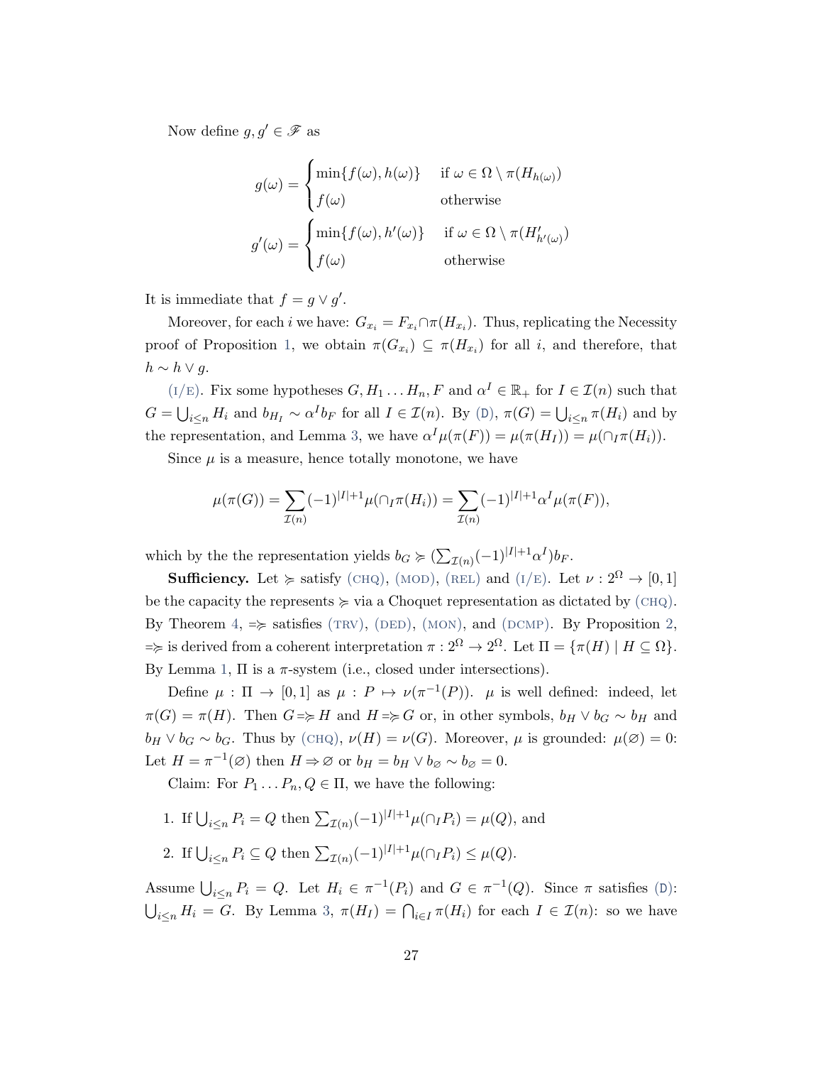Now define $g, g' \in \mathscr{F}$ as

$$g(\omega) = \begin{cases} \min\{f(\omega), h(\omega)\} & \text{if } \omega \in \Omega \setminus \pi(H_{h(\omega)}) \\ f(\omega) & \text{otherwise} \end{cases}$$

$$g'(\omega) = \begin{cases} \min\{f(\omega), h'(\omega)\} & \text{if } \omega \in \Omega \setminus \pi(H'_{h'(\omega)}) \\ f(\omega) & \text{otherwise} \end{cases}$$

It is immediate that $f = g \vee g'$.

Moreover, for each $i$ we have: $G_{x_i} = F_{x_i} \cap \pi(H_{x_i})$. Thus, replicating the Necessity proof of Proposition 1, we obtain $\pi(G_{x_i}) \subseteq \pi(H_{x_i})$ for all $i$, and therefore, that $h \sim h \vee g$.

(I/E). Fix some hypotheses $G, H_1 \ldots H_n, F$ and $\alpha^I \in \mathbb{R}_+$ for $I \in \mathcal{I}(n)$ such that $G = \bigcup_{i \le n} H_i$ and $b_{H_I} \sim \alpha^I b_F$ for all $I \in \mathcal{I}(n)$. By (D), $\pi(G) = \bigcup_{i \le n} \pi(H_i)$ and by the representation, and Lemma 3, we have $\alpha^I \mu(\pi(F)) = \mu(\pi(H_I)) = \mu(\cap_I \pi(H_i))$.

Since $\mu$ is a measure, hence totally monotone, we have

$$\mu(\pi(G)) = \sum_{\mathcal{I}(n)} (-1)^{|I|+1} \mu(\cap_I \pi(H_i)) = \sum_{\mathcal{I}(n)} (-1)^{|I|+1} \alpha^I \mu(\pi(F)),$$

which by the the representation yields $b_G \succcurlyeq (\sum_{\mathcal{I}(n)} (-1)^{|I|+1} \alpha^I) b_F$.

**Sufficiency.** Let $\succcurlyeq$ satisfy (CHQ), (MOD), (REL) and (I/E). Let $\nu : 2^\Omega \to [0,1]$ be the capacity the represents $\succcurlyeq$ via a Choquet representation as dictated by (CHQ). By Theorem 4, $\Rrightarrow$ satisfies (TRV), (DED), (MON), and (DCMP). By Proposition 2, $\Rrightarrow$ is derived from a coherent interpretation $\pi : 2^\Omega \to 2^\Omega$. Let $\Pi = \{\pi(H) \mid H \subseteq \Omega\}$. By Lemma 1, $\Pi$ is a $\pi$-system (i.e., closed under intersections).

Define $\mu : \Pi \to [0,1]$ as $\mu : P \mapsto \nu(\pi^{-1}(P))$. $\mu$ is well defined: indeed, let $\pi(G) = \pi(H)$. Then $G \Rrightarrow H$ and $H \Rrightarrow G$ or, in other symbols, $b_H \vee b_G \sim b_H$ and $b_H \vee b_G \sim b_G$. Thus by (CHQ), $\nu(H) = \nu(G)$. Moreover, $\mu$ is grounded: $\mu(\varnothing) = 0$: Let $H = \pi^{-1}(\varnothing)$ then $H \Rightarrow \varnothing$ or $b_H = b_H \vee b_\varnothing \sim b_\varnothing = 0$.

Claim: For $P_1 \ldots P_n, Q \in \Pi$, we have the following:

1. If $\bigcup_{i \le n} P_i = Q$ then $\sum_{\mathcal{I}(n)} (-1)^{|I|+1} \mu(\cap_I P_i) = \mu(Q)$, and
2. If $\bigcup_{i \le n} P_i \subseteq Q$ then $\sum_{\mathcal{I}(n)} (-1)^{|I|+1} \mu(\cap_I P_i) \le \mu(Q)$.

Assume $\bigcup_{i \le n} P_i = Q$. Let $H_i \in \pi^{-1}(P_i)$ and $G \in \pi^{-1}(Q)$. Since $\pi$ satisfies (D): $\bigcup_{i \le n} H_i = G$. By Lemma 3, $\pi(H_I) = \bigcap_{i \in I} \pi(H_i)$ for each $I \in \mathcal{I}(n)$: so we have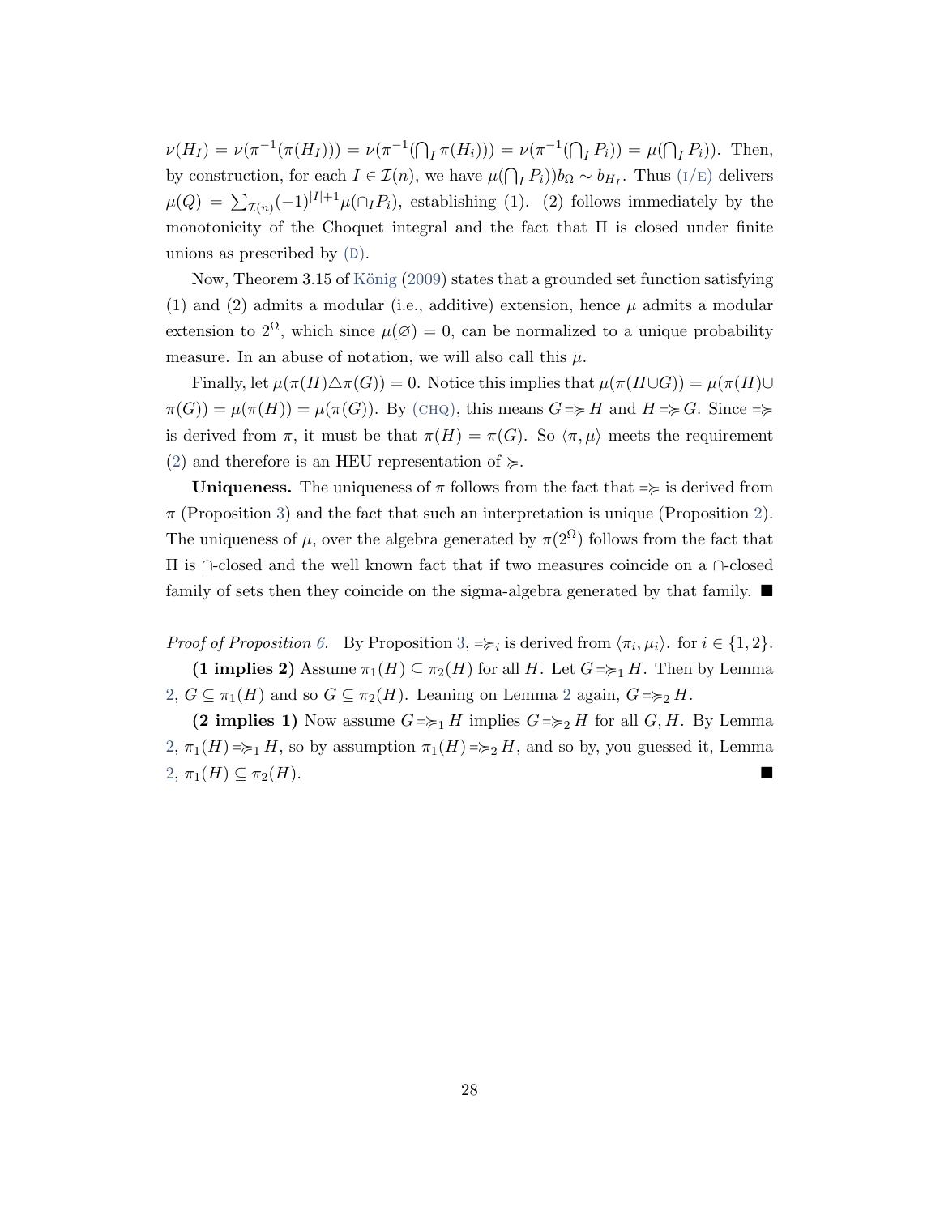$\nu(H_I) = \nu(\pi^{-1}(\pi(H_I))) = \nu(\pi^{-1}(\bigcap_I \pi(H_i))) = \nu(\pi^{-1}(\bigcap_I P_i)) = \mu(\bigcap_I P_i))$. Then, by construction, for each $I \in \mathcal{I}(n)$, we have $\mu(\bigcap_I P_i))b_\Omega \sim b_{H_I}$. Thus (I/E) delivers $\mu(Q) = \sum_{\mathcal{I}(n)}(-1)^{|I|+1}\mu(\cap_I P_i)$, establishing (1). (2) follows immediately by the monotonicity of the Choquet integral and the fact that $\Pi$ is closed under finite unions as prescribed by (D).

Now, Theorem 3.15 of König (2009) states that a grounded set function satisfying (1) and (2) admits a modular (i.e., additive) extension, hence $\mu$ admits a modular extension to $2^\Omega$, which since $\mu(\varnothing) = 0$, can be normalized to a unique probability measure. In an abuse of notation, we will also call this $\mu$.

Finally, let $\mu(\pi(H)\triangle\pi(G)) = 0$. Notice this implies that $\mu(\pi(H \cup G)) = \mu(\pi(H) \cup \pi(G)) = \mu(\pi(H)) = \mu(\pi(G))$. By (CHQ), this means $G \mathrel{\Rightarrow\!\!\succcurlyeq} H$ and $H \mathrel{\Rightarrow\!\!\succcurlyeq} G$. Since $\mathrel{\Rightarrow\!\!\succcurlyeq}$ is derived from $\pi$, it must be that $\pi(H) = \pi(G)$. So $\langle \pi, \mu \rangle$ meets the requirement (2) and therefore is an HEU representation of $\succcurlyeq$.

**Uniqueness.** The uniqueness of $\pi$ follows from the fact that $\mathrel{\Rightarrow\!\!\succcurlyeq}$ is derived from $\pi$ (Proposition 3) and the fact that such an interpretation is unique (Proposition 2). The uniqueness of $\mu$, over the algebra generated by $\pi(2^\Omega)$ follows from the fact that $\Pi$ is $\cap$-closed and the well known fact that if two measures coincide on a $\cap$-closed family of sets then they coincide on the sigma-algebra generated by that family. ■

*Proof of Proposition 6.* By Proposition 3, $\mathrel{\Rightarrow\!\!\succcurlyeq}_i$ is derived from $\langle \pi_i, \mu_i \rangle$. for $i \in \{1, 2\}$.

**(1 implies 2)** Assume $\pi_1(H) \subseteq \pi_2(H)$ for all $H$. Let $G \mathrel{\Rightarrow\!\!\succcurlyeq}_1 H$. Then by Lemma 2, $G \subseteq \pi_1(H)$ and so $G \subseteq \pi_2(H)$. Leaning on Lemma 2 again, $G \mathrel{\Rightarrow\!\!\succcurlyeq}_2 H$.

**(2 implies 1)** Now assume $G \mathrel{\Rightarrow\!\!\succcurlyeq}_1 H$ implies $G \mathrel{\Rightarrow\!\!\succcurlyeq}_2 H$ for all $G, H$. By Lemma 2, $\pi_1(H) \mathrel{\Rightarrow\!\!\succcurlyeq}_1 H$, so by assumption $\pi_1(H) \mathrel{\Rightarrow\!\!\succcurlyeq}_2 H$, and so by, you guessed it, Lemma 2, $\pi_1(H) \subseteq \pi_2(H)$. ■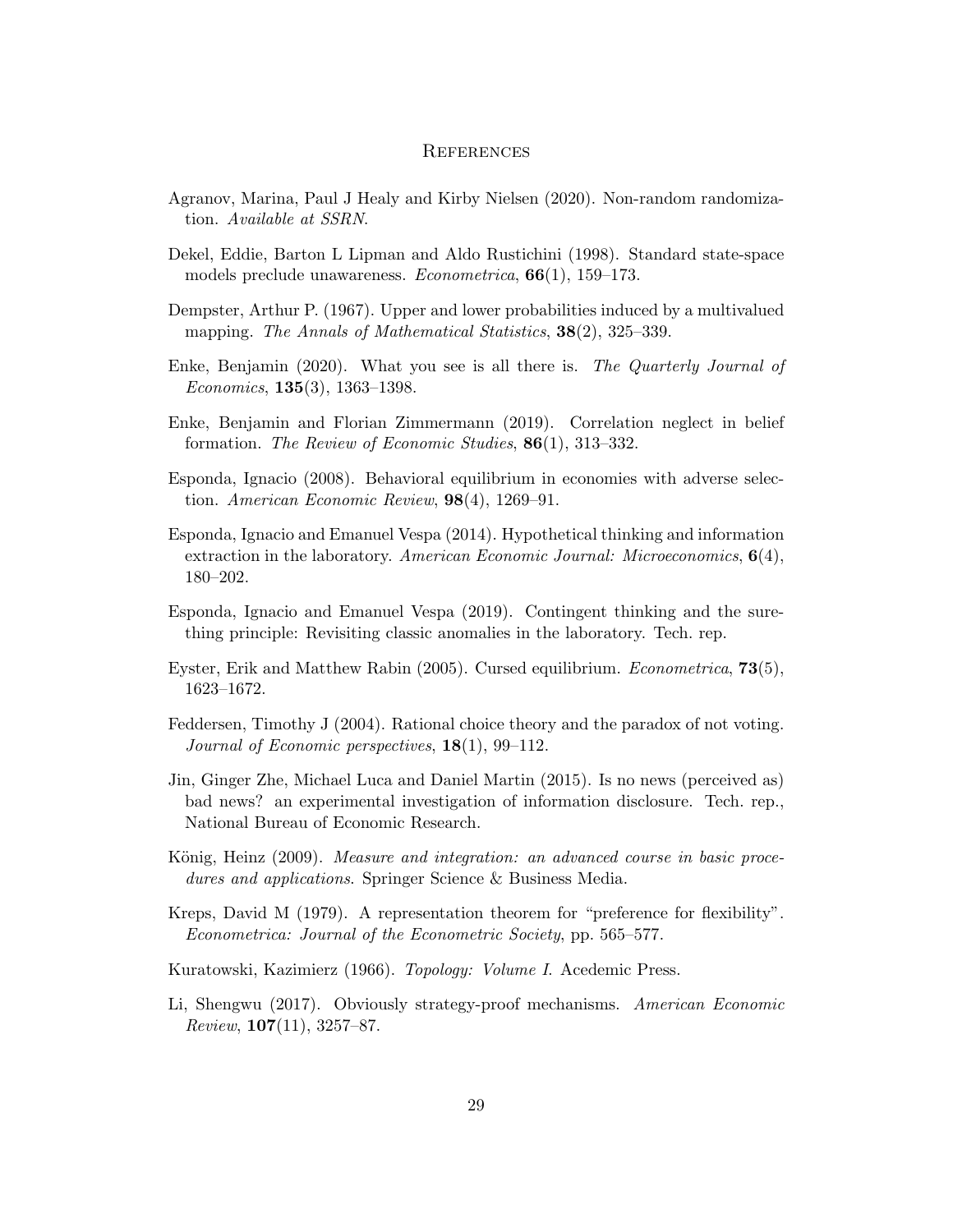# References

Agranov, Marina, Paul J Healy and Kirby Nielsen (2020). Non-random randomization. *Available at SSRN*.

Dekel, Eddie, Barton L Lipman and Aldo Rustichini (1998). Standard state-space models preclude unawareness. *Econometrica*, **66**(1), 159–173.

Dempster, Arthur P. (1967). Upper and lower probabilities induced by a multivalued mapping. *The Annals of Mathematical Statistics*, **38**(2), 325–339.

Enke, Benjamin (2020). What you see is all there is. *The Quarterly Journal of Economics*, **135**(3), 1363–1398.

Enke, Benjamin and Florian Zimmermann (2019). Correlation neglect in belief formation. *The Review of Economic Studies*, **86**(1), 313–332.

Esponda, Ignacio (2008). Behavioral equilibrium in economies with adverse selection. *American Economic Review*, **98**(4), 1269–91.

Esponda, Ignacio and Emanuel Vespa (2014). Hypothetical thinking and information extraction in the laboratory. *American Economic Journal: Microeconomics*, **6**(4), 180–202.

Esponda, Ignacio and Emanuel Vespa (2019). Contingent thinking and the sure-thing principle: Revisiting classic anomalies in the laboratory. Tech. rep.

Eyster, Erik and Matthew Rabin (2005). Cursed equilibrium. *Econometrica*, **73**(5), 1623–1672.

Feddersen, Timothy J (2004). Rational choice theory and the paradox of not voting. *Journal of Economic perspectives*, **18**(1), 99–112.

Jin, Ginger Zhe, Michael Luca and Daniel Martin (2015). Is no news (perceived as) bad news? an experimental investigation of information disclosure. Tech. rep., National Bureau of Economic Research.

König, Heinz (2009). *Measure and integration: an advanced course in basic procedures and applications*. Springer Science & Business Media.

Kreps, David M (1979). A representation theorem for "preference for flexibility". *Econometrica: Journal of the Econometric Society*, pp. 565–577.

Kuratowski, Kazimierz (1966). *Topology: Volume I*. Acedemic Press.

Li, Shengwu (2017). Obviously strategy-proof mechanisms. *American Economic Review*, **107**(11), 3257–87.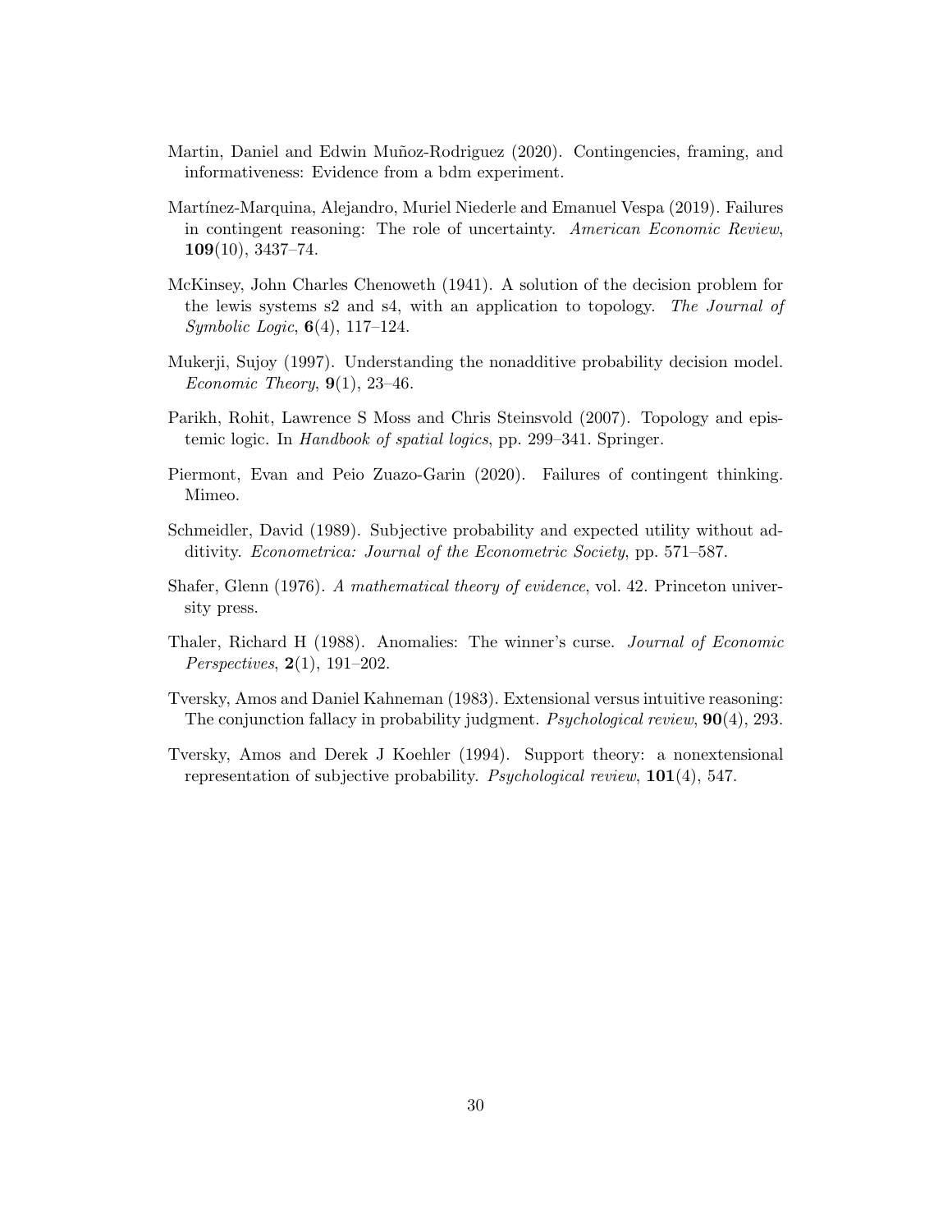Martin, Daniel and Edwin Muñoz-Rodriguez (2020). Contingencies, framing, and informativeness: Evidence from a bdm experiment.

Martínez-Marquina, Alejandro, Muriel Niederle and Emanuel Vespa (2019). Failures in contingent reasoning: The role of uncertainty. *American Economic Review*, **109**(10), 3437–74.

McKinsey, John Charles Chenoweth (1941). A solution of the decision problem for the lewis systems s2 and s4, with an application to topology. *The Journal of Symbolic Logic*, **6**(4), 117–124.

Mukerji, Sujoy (1997). Understanding the nonadditive probability decision model. *Economic Theory*, **9**(1), 23–46.

Parikh, Rohit, Lawrence S Moss and Chris Steinsvold (2007). Topology and epistemic logic. In *Handbook of spatial logics*, pp. 299–341. Springer.

Piermont, Evan and Peio Zuazo-Garin (2020). Failures of contingent thinking. Mimeo.

Schmeidler, David (1989). Subjective probability and expected utility without additivity. *Econometrica: Journal of the Econometric Society*, pp. 571–587.

Shafer, Glenn (1976). *A mathematical theory of evidence*, vol. 42. Princeton university press.

Thaler, Richard H (1988). Anomalies: The winner's curse. *Journal of Economic Perspectives*, **2**(1), 191–202.

Tversky, Amos and Daniel Kahneman (1983). Extensional versus intuitive reasoning: The conjunction fallacy in probability judgment. *Psychological review*, **90**(4), 293.

Tversky, Amos and Derek J Koehler (1994). Support theory: a nonextensional representation of subjective probability. *Psychological review*, **101**(4), 547.